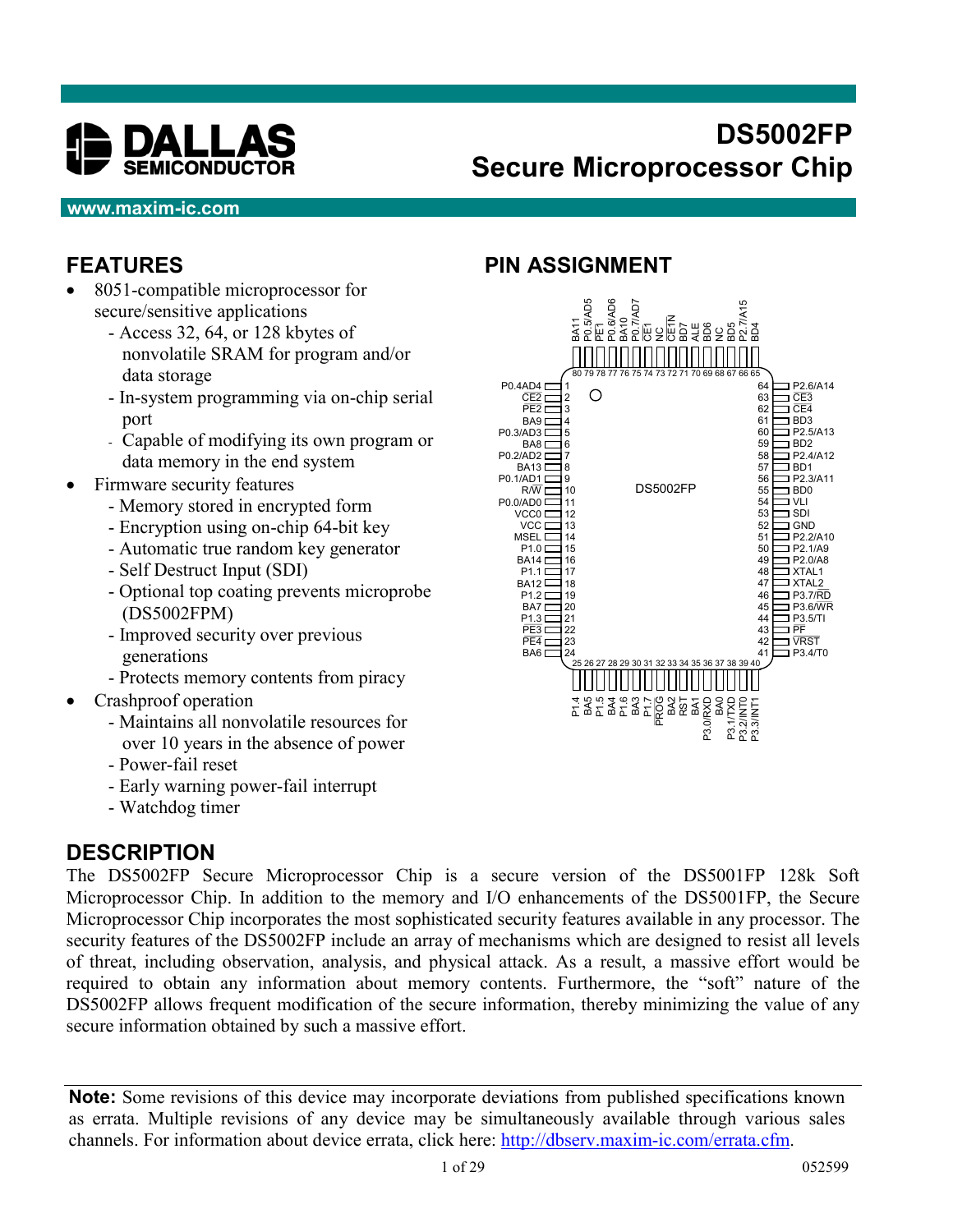# DS5002FP Secure Microprocessor Chip

DALLAS SEMICONDUCTOR

www.maxim-ic.com

## FEATURES

- 8051-compatible microprocessor for secure/sensitive applications
  - Access 32, 64, or 128 kbytes of nonvolatile SRAM for program and/or data storage
  - In-system programming via on-chip serial port
  - Capable of modifying its own program or data memory in the end system
- Firmware security features
  - Memory stored in encrypted form
  - Encryption using on-chip 64-bit key
  - Automatic true random key generator
  - Self Destruct Input (SDI)
  - Optional top coating prevents microprobe (DS5002FPM)
  - Improved security over previous generations
  - Protects memory contents from piracy
- Crashproof operation
  - Maintains all nonvolatile resources for over 10 years in the absence of power
  - Power-fail reset
  - Early warning power-fail interrupt
  - Watchdog timer

## PIN ASSIGNMENT

| Pin | Name | Pin | Name |
|---|---|---|---|
| 1 | P0.4AD4 | 41 | P3.4/T0 |
| 2 | CE2 | 42 | VRST |
| 3 | PE2 | 43 | PF |
| 4 | BA9 | 44 | P3.5/TI |
| 5 | P0.3/AD3 | 45 | P3.6/WR |
| 6 | BA8 | 46 | P3.7/RD |
| 7 | P0.2/AD2 | 47 | XTAL2 |
| 8 | BA13 | 48 | XTAL1 |
| 9 | P0.1/AD1 | 49 | P2.0/A8 |
| 10 | R/W | 50 | P2.1/A9 |
| 11 | P0.0/AD0 | 51 | P2.2/A10 |
| 12 | VCC0 | 52 | GND |
| 13 | VCC | 53 | SDI |
| 14 | MSEL | 54 | VLI |
| 15 | P1.0 | 55 | BD0 |
| 16 | BA14 | 56 | P2.3/A11 |
| 17 | P1.1 | 57 | BD1 |
| 18 | BA12 | 58 | P2.4/A12 |
| 19 | P1.2 | 59 | BD2 |
| 20 | BA7 | 60 | P2.5/A13 |
| 21 | P1.3 | 61 | BD3 |
| 22 | PE3 | 62 | CE4 |
| 23 | PE4 | 63 | CE3 |
| 24 | BA6 | 64 | P2.6/A14 |
| 25 | P1.4 | 65 | BD4 |
| 26 | BA5 | 66 | P2.7/A15 |
| 27 | P1.5 | 67 | BD5 |
| 28 | BA4 | 68 | NC |
| 29 | P1.6 | 69 | BD6 |
| 30 | BA3 | 70 | ALE |
| 31 | P1.7 | 71 | BD7 |
| 32 | PROG | 72 | CE1N |
| 33 | BA2 | 73 | NC |
| 34 | RST | 74 | CE1 |
| 35 | BA1 | 75 | P0.7/AD7 |
| 36 | P3.0/RXD | 76 | BA10 |
| 37 | BA0 | 77 | P0.6/AD6 |
| 38 | P3.1/TXD | 78 | PE1 |
| 39 | P3.2/INT0 | 79 | P0.5/AD5 |
| 40 | P3.3/INT1 | 80 | BA11 |

DS5002FP

## DESCRIPTION

The DS5002FP Secure Microprocessor Chip is a secure version of the DS5001FP 128k Soft Microprocessor Chip. In addition to the memory and I/O enhancements of the DS5001FP, the Secure Microprocessor Chip incorporates the most sophisticated security features available in any processor. The security features of the DS5002FP include an array of mechanisms which are designed to resist all levels of threat, including observation, analysis, and physical attack. As a result, a massive effort would be required to obtain any information about memory contents. Furthermore, the "soft" nature of the DS5002FP allows frequent modification of the secure information, thereby minimizing the value of any secure information obtained by such a massive effort.

**Note:** Some revisions of this device may incorporate deviations from published specifications known as errata. Multiple revisions of any device may be simultaneously available through various sales channels. For information about device errata, click here: http://dbserv.maxim-ic.com/errata.cfm.

052599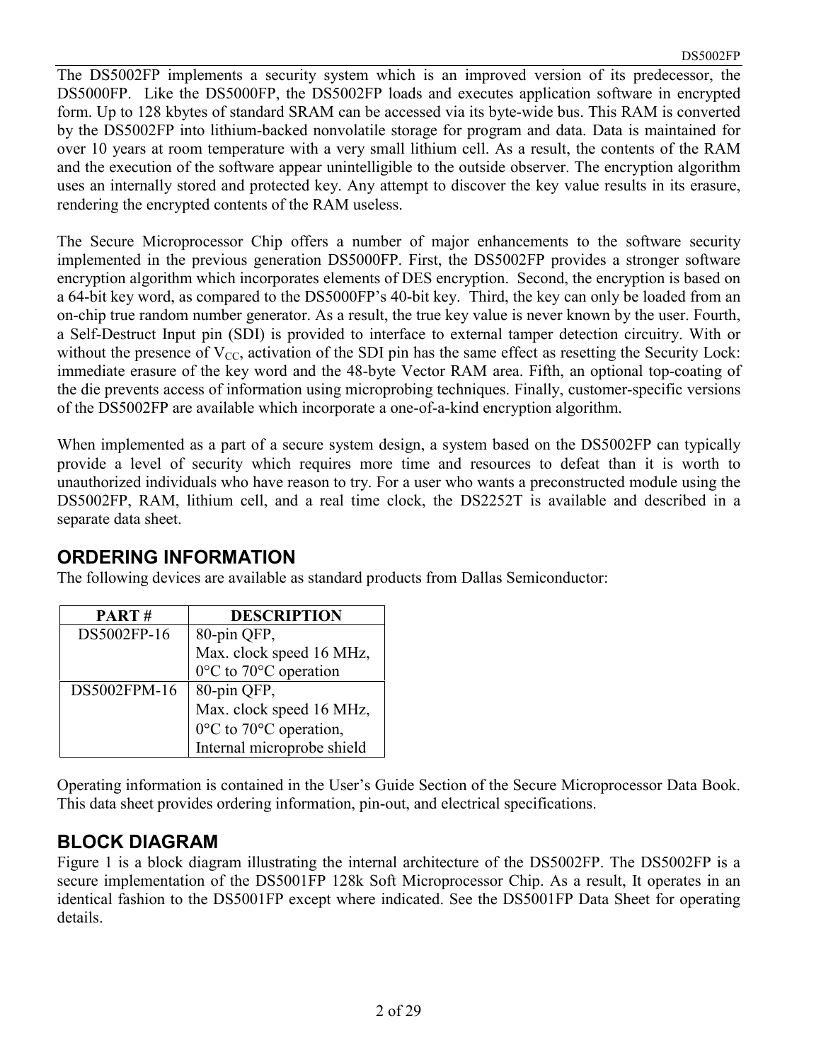The DS5002FP implements a security system which is an improved version of its predecessor, the DS5000FP. Like the DS5000FP, the DS5002FP loads and executes application software in encrypted form. Up to 128 kbytes of standard SRAM can be accessed via its byte-wide bus. This RAM is converted by the DS5002FP into lithium-backed nonvolatile storage for program and data. Data is maintained for over 10 years at room temperature with a very small lithium cell. As a result, the contents of the RAM and the execution of the software appear unintelligible to the outside observer. The encryption algorithm uses an internally stored and protected key. Any attempt to discover the key value results in its erasure, rendering the encrypted contents of the RAM useless.

The Secure Microprocessor Chip offers a number of major enhancements to the software security implemented in the previous generation DS5000FP. First, the DS5002FP provides a stronger software encryption algorithm which incorporates elements of DES encryption. Second, the encryption is based on a 64-bit key word, as compared to the DS5000FP's 40-bit key. Third, the key can only be loaded from an on-chip true random number generator. As a result, the true key value is never known by the user. Fourth, a Self-Destruct Input pin (SDI) is provided to interface to external tamper detection circuitry. With or without the presence of $V_{CC}$, activation of the SDI pin has the same effect as resetting the Security Lock: immediate erasure of the key word and the 48-byte Vector RAM area. Fifth, an optional top-coating of the die prevents access of information using microprobing techniques. Finally, customer-specific versions of the DS5002FP are available which incorporate a one-of-a-kind encryption algorithm.

When implemented as a part of a secure system design, a system based on the DS5002FP can typically provide a level of security which requires more time and resources to defeat than it is worth to unauthorized individuals who have reason to try. For a user who wants a preconstructed module using the DS5002FP, RAM, lithium cell, and a real time clock, the DS2252T is available and described in a separate data sheet.

## ORDERING INFORMATION

The following devices are available as standard products from Dallas Semiconductor:

| PART # | DESCRIPTION |
|---|---|
| DS5002FP-16 | 80-pin QFP, Max. clock speed 16 MHz, 0°C to 70°C operation |
| DS5002FPM-16 | 80-pin QFP, Max. clock speed 16 MHz, 0°C to 70°C operation, Internal microprobe shield |

Operating information is contained in the User's Guide Section of the Secure Microprocessor Data Book. This data sheet provides ordering information, pin-out, and electrical specifications.

## BLOCK DIAGRAM

Figure 1 is a block diagram illustrating the internal architecture of the DS5002FP. The DS5002FP is a secure implementation of the DS5001FP 128k Soft Microprocessor Chip. As a result, It operates in an identical fashion to the DS5001FP except where indicated. See the DS5001FP Data Sheet for operating details.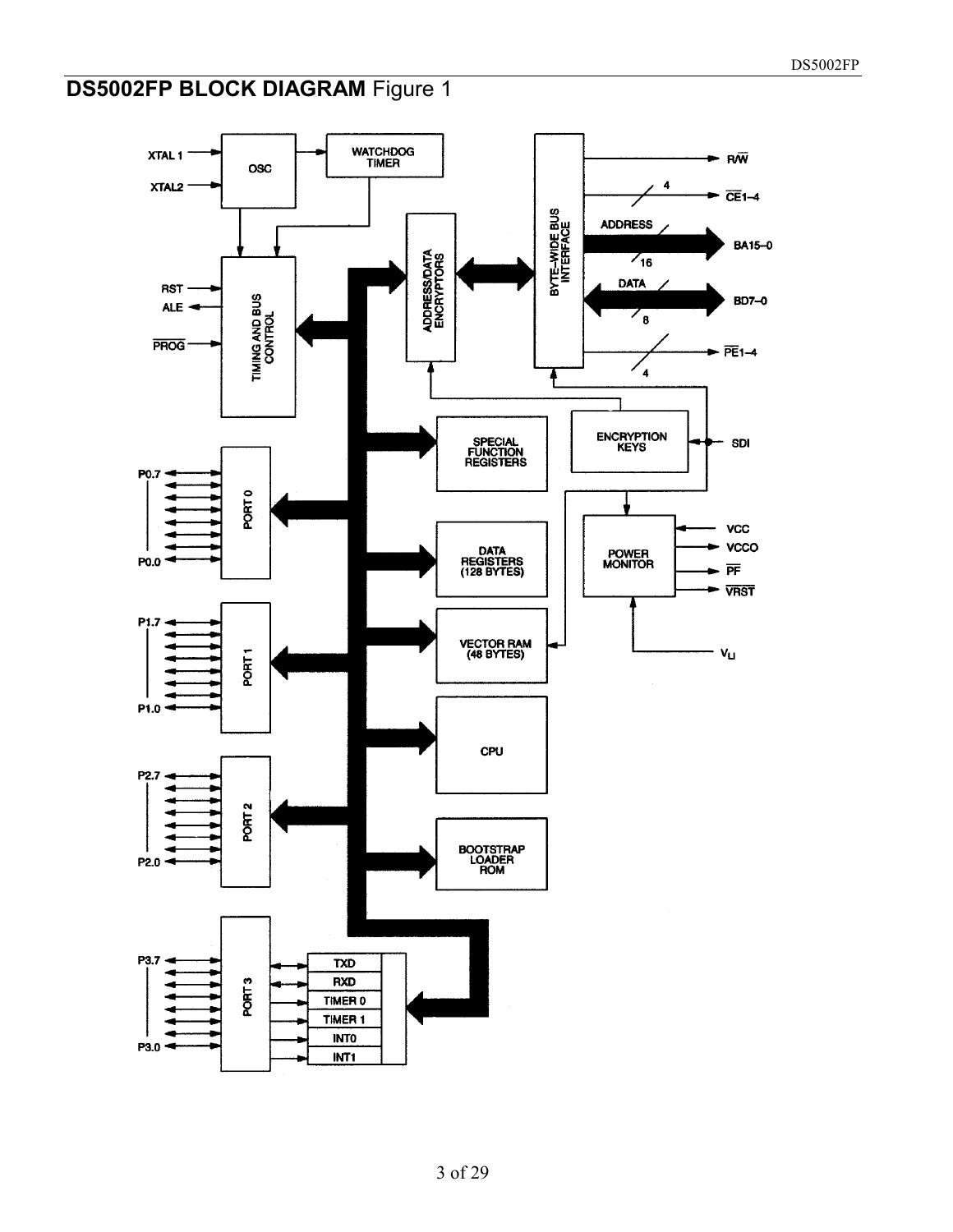## DS5002FP BLOCK DIAGRAM Figure 1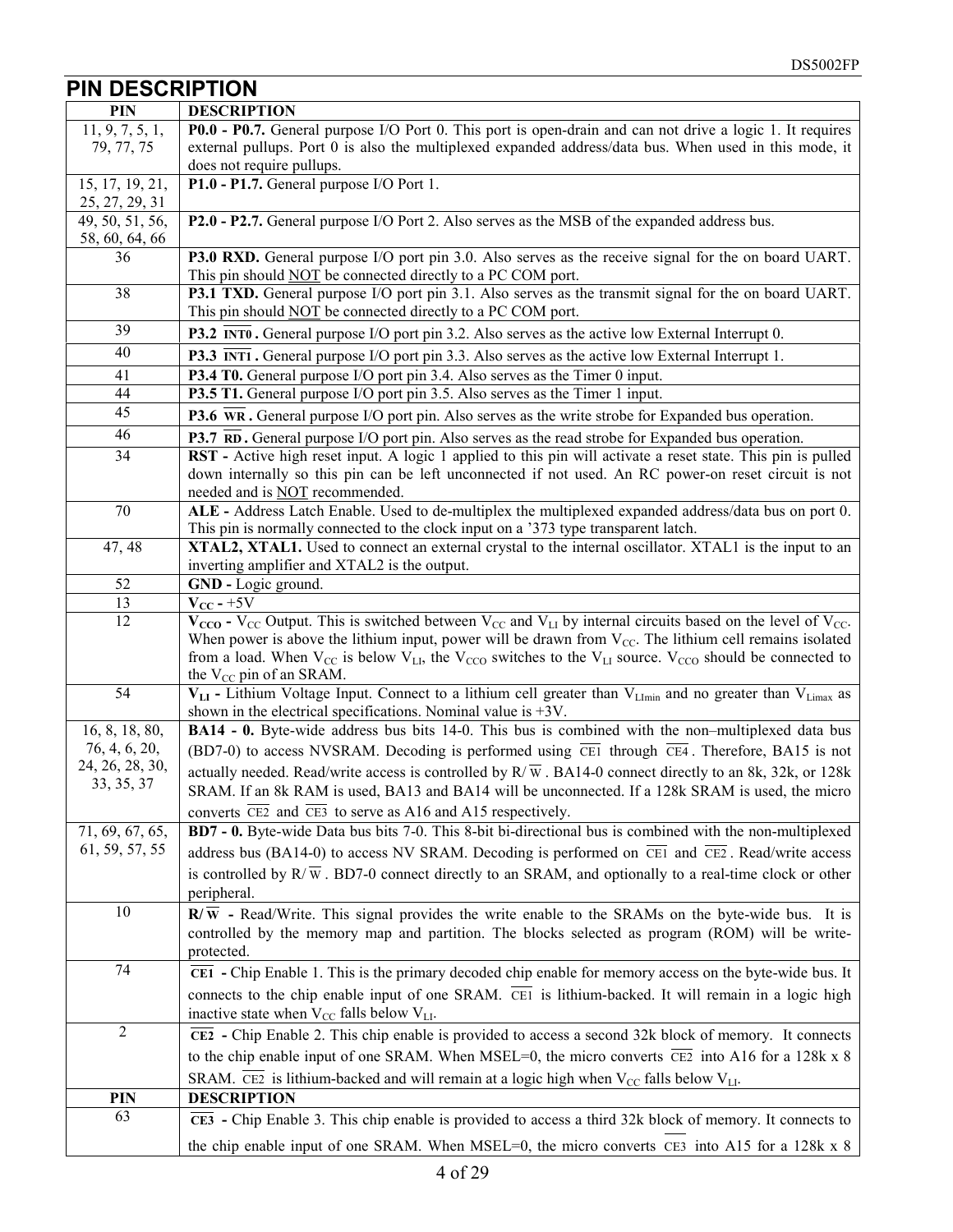## PIN DESCRIPTION

| PIN | DESCRIPTION |
|---|---|
| 11, 9, 7, 5, 1, 79, 77, 75 | **P0.0 - P0.7.** General purpose I/O Port 0. This port is open-drain and can not drive a logic 1. It requires external pullups. Port 0 is also the multiplexed expanded address/data bus. When used in this mode, it does not require pullups. |
| 15, 17, 19, 21, 25, 27, 29, 31 | **P1.0 - P1.7.** General purpose I/O Port 1. |
| 49, 50, 51, 56, 58, 60, 64, 66 | **P2.0 - P2.7.** General purpose I/O Port 2. Also serves as the MSB of the expanded address bus. |
| 36 | **P3.0 RXD.** General purpose I/O port pin 3.0. Also serves as the receive signal for the on board UART. This pin should NOT be connected directly to a PC COM port. |
| 38 | **P3.1 TXD.** General purpose I/O port pin 3.1. Also serves as the transmit signal for the on board UART. This pin should NOT be connected directly to a PC COM port. |
| 39 | **P3.2 $\overline{\text{INT0}}$.** General purpose I/O port pin 3.2. Also serves as the active low External Interrupt 0. |
| 40 | **P3.3 $\overline{\text{INT1}}$.** General purpose I/O port pin 3.3. Also serves as the active low External Interrupt 1. |
| 41 | **P3.4 T0.** General purpose I/O port pin 3.4. Also serves as the Timer 0 input. |
| 44 | **P3.5 T1.** General purpose I/O port pin 3.5. Also serves as the Timer 1 input. |
| 45 | **P3.6 $\overline{\text{WR}}$.** General purpose I/O port pin. Also serves as the write strobe for Expanded bus operation. |
| 46 | **P3.7 $\overline{\text{RD}}$.** General purpose I/O port pin. Also serves as the read strobe for Expanded bus operation. |
| 34 | **RST -** Active high reset input. A logic 1 applied to this pin will activate a reset state. This pin is pulled down internally so this pin can be left unconnected if not used. An RC power-on reset circuit is not needed and is NOT recommended. |
| 70 | **ALE -** Address Latch Enable. Used to de-multiplex the multiplexed expanded address/data bus on port 0. This pin is normally connected to the clock input on a '373 type transparent latch. |
| 47, 48 | **XTAL2, XTAL1.** Used to connect an external crystal to the internal oscillator. XTAL1 is the input to an inverting amplifier and XTAL2 is the output. |
| 52 | **GND -** Logic ground. |
| 13 | **$V_{CC}$ -** +5V |
| 12 | **$V_{CCO}$ -** $V_{CC}$ Output. This is switched between $V_{CC}$ and $V_{LI}$ by internal circuits based on the level of $V_{CC}$. When power is above the lithium input, power will be drawn from $V_{CC}$. The lithium cell remains isolated from a load. When $V_{CC}$ is below $V_{LI}$, the $V_{CCO}$ switches to the $V_{LI}$ source. $V_{CCO}$ should be connected to the $V_{CC}$ pin of an SRAM. |
| 54 | **$V_{LI}$ -** Lithium Voltage Input. Connect to a lithium cell greater than $V_{LImin}$ and no greater than $V_{LImax}$ as shown in the electrical specifications. Nominal value is +3V. |
| 16, 8, 18, 80, 76, 4, 6, 20, 24, 26, 28, 30, 33, 35, 37 | **BA14 - 0.** Byte-wide address bus bits 14-0. This bus is combined with the non–multiplexed data bus (BD7-0) to access NVSRAM. Decoding is performed using $\overline{\text{CE1}}$ through $\overline{\text{CE4}}$. Therefore, BA15 is not actually needed. Read/write access is controlled by R/$\overline{\text{W}}$. BA14-0 connect directly to an 8k, 32k, or 128k SRAM. If an 8k RAM is used, BA13 and BA14 will be unconnected. If a 128k SRAM is used, the micro converts $\overline{\text{CE2}}$ and $\overline{\text{CE3}}$ to serve as A16 and A15 respectively. |
| 71, 69, 67, 65, 61, 59, 57, 55 | **BD7 - 0.** Byte-wide Data bus bits 7-0. This 8-bit bi-directional bus is combined with the non-multiplexed address bus (BA14-0) to access NV SRAM. Decoding is performed on $\overline{\text{CE1}}$ and $\overline{\text{CE2}}$. Read/write access is controlled by R/$\overline{\text{W}}$. BD7-0 connect directly to an SRAM, and optionally to a real-time clock or other peripheral. |
| 10 | **R/$\overline{\text{W}}$ -** Read/Write. This signal provides the write enable to the SRAMs on the byte-wide bus. It is controlled by the memory map and partition. The blocks selected as program (ROM) will be write-protected. |
| 74 | **$\overline{\text{CE1}}$ -** Chip Enable 1. This is the primary decoded chip enable for memory access on the byte-wide bus. It connects to the chip enable input of one SRAM. $\overline{\text{CE1}}$ is lithium-backed. It will remain in a logic high inactive state when $V_{CC}$ falls below $V_{LI}$. |
| 2 | **$\overline{\text{CE2}}$ -** Chip Enable 2. This chip enable is provided to access a second 32k block of memory. It connects to the chip enable input of one SRAM. When MSEL=0, the micro converts $\overline{\text{CE2}}$ into A16 for a 128k x 8 SRAM. $\overline{\text{CE2}}$ is lithium-backed and will remain at a logic high when $V_{CC}$ falls below $V_{LI}$. |
| 63 | **$\overline{\text{CE3}}$ -** Chip Enable 3. This chip enable is provided to access a third 32k block of memory. It connects to the chip enable input of one SRAM. When MSEL=0, the micro converts $\overline{\text{CE3}}$ into A15 for a 128k x 8 |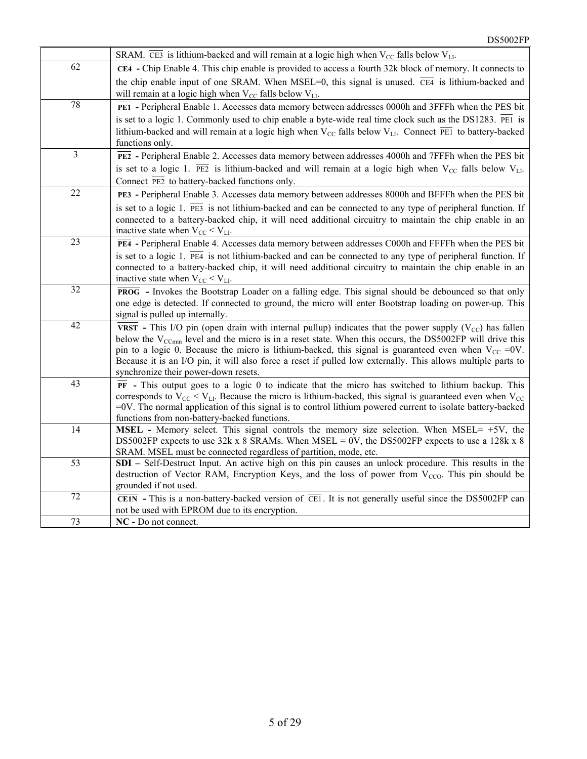| | |
|---|---|
| | SRAM. $\overline{CE3}$ is lithium-backed and will remain at a logic high when $V_{CC}$ falls below $V_{LI}$. |
| 62 | **$\overline{CE4}$ -** Chip Enable 4. This chip enable is provided to access a fourth 32k block of memory. It connects to the chip enable input of one SRAM. When MSEL=0, this signal is unused. $\overline{CE4}$ is lithium-backed and will remain at a logic high when $V_{CC}$ falls below $V_{LI}$. |
| 78 | **$\overline{PE1}$ -** Peripheral Enable 1. Accesses data memory between addresses 0000h and 3FFFh when the PES bit is set to a logic 1. Commonly used to chip enable a byte-wide real time clock such as the DS1283. $\overline{PE1}$ is lithium-backed and will remain at a logic high when $V_{CC}$ falls below $V_{LI}$. Connect $\overline{PE1}$ to battery-backed functions only. |
| 3 | **$\overline{PE2}$ -** Peripheral Enable 2. Accesses data memory between addresses 4000h and 7FFFh when the PES bit is set to a logic 1. $\overline{PE2}$ is lithium-backed and will remain at a logic high when $V_{CC}$ falls below $V_{LI}$. Connect $\overline{PE2}$ to battery-backed functions only. |
| 22 | **$\overline{PE3}$ -** Peripheral Enable 3. Accesses data memory between addresses 8000h and BFFFh when the PES bit is set to a logic 1. $\overline{PE3}$ is not lithium-backed and can be connected to any type of peripheral function. If connected to a battery-backed chip, it will need additional circuitry to maintain the chip enable in an inactive state when $V_{CC} < V_{LI}$. |
| 23 | **$\overline{PE4}$ -** Peripheral Enable 4. Accesses data memory between addresses C000h and FFFFh when the PES bit is set to a logic 1. $\overline{PE4}$ is not lithium-backed and can be connected to any type of peripheral function. If connected to a battery-backed chip, it will need additional circuitry to maintain the chip enable in an inactive state when $V_{CC} < V_{LI}$. |
| 32 | **$\overline{PROG}$ -** Invokes the Bootstrap Loader on a falling edge. This signal should be debounced so that only one edge is detected. If connected to ground, the micro will enter Bootstrap loading on power-up. This signal is pulled up internally. |
| 42 | **$\overline{VRST}$ -** This I/O pin (open drain with internal pullup) indicates that the power supply ($V_{CC}$) has fallen below the $V_{CCmin}$ level and the micro is in a reset state. When this occurs, the DS5002FP will drive this pin to a logic 0. Because the micro is lithium-backed, this signal is guaranteed even when $V_{CC}$ =0V. Because it is an I/O pin, it will also force a reset if pulled low externally. This allows multiple parts to synchronize their power-down resets. |
| 43 | **$\overline{PF}$ -** This output goes to a logic 0 to indicate that the micro has switched to lithium backup. This corresponds to $V_{CC} < V_{LI}$. Because the micro is lithium-backed, this signal is guaranteed even when $V_{CC}$ =0V. The normal application of this signal is to control lithium powered current to isolate battery-backed functions from non-battery-backed functions. |
| 14 | **MSEL -** Memory select. This signal controls the memory size selection. When MSEL= +5V, the DS5002FP expects to use 32k x 8 SRAMs. When MSEL = 0V, the DS5002FP expects to use a 128k x 8 SRAM. MSEL must be connected regardless of partition, mode, etc. |
| 53 | **SDI –** Self-Destruct Input. An active high on this pin causes an unlock procedure. This results in the destruction of Vector RAM, Encryption Keys, and the loss of power from $V_{CCO}$. This pin should be grounded if not used. |
| 72 | **$\overline{CE1N}$ -** This is a non-battery-backed version of $\overline{CE1}$. It is not generally useful since the DS5002FP can not be used with EPROM due to its encryption. |
| 73 | **NC -** Do not connect. |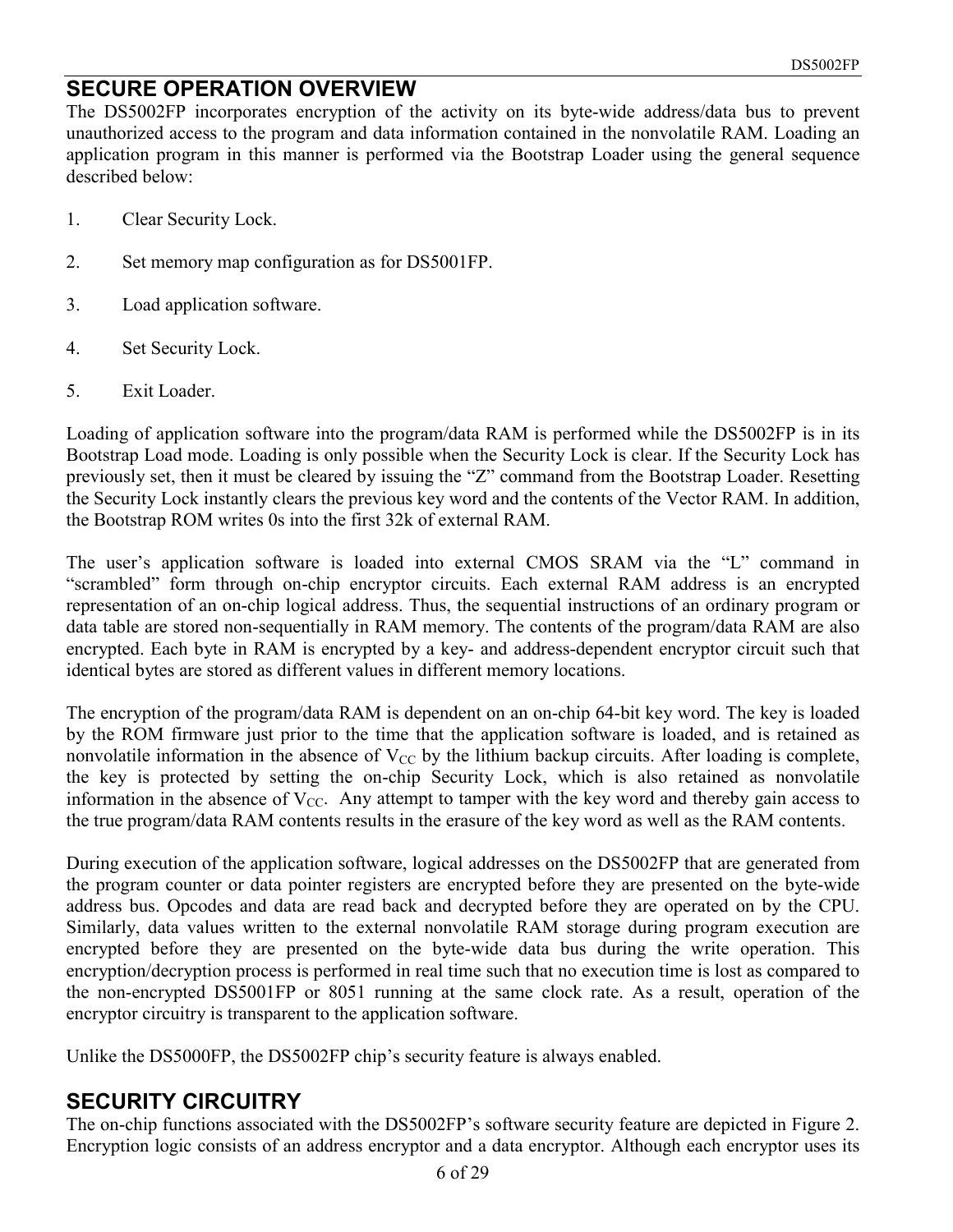## SECURE OPERATION OVERVIEW

The DS5002FP incorporates encryption of the activity on its byte-wide address/data bus to prevent unauthorized access to the program and data information contained in the nonvolatile RAM. Loading an application program in this manner is performed via the Bootstrap Loader using the general sequence described below:

1. Clear Security Lock.
2. Set memory map configuration as for DS5001FP.
3. Load application software.
4. Set Security Lock.
5. Exit Loader.

Loading of application software into the program/data RAM is performed while the DS5002FP is in its Bootstrap Load mode. Loading is only possible when the Security Lock is clear. If the Security Lock has previously set, then it must be cleared by issuing the "Z" command from the Bootstrap Loader. Resetting the Security Lock instantly clears the previous key word and the contents of the Vector RAM. In addition, the Bootstrap ROM writes 0s into the first 32k of external RAM.

The user's application software is loaded into external CMOS SRAM via the "L" command in "scrambled" form through on-chip encryptor circuits. Each external RAM address is an encrypted representation of an on-chip logical address. Thus, the sequential instructions of an ordinary program or data table are stored non-sequentially in RAM memory. The contents of the program/data RAM are also encrypted. Each byte in RAM is encrypted by a key- and address-dependent encryptor circuit such that identical bytes are stored as different values in different memory locations.

The encryption of the program/data RAM is dependent on an on-chip 64-bit key word. The key is loaded by the ROM firmware just prior to the time that the application software is loaded, and is retained as nonvolatile information in the absence of $V_{CC}$ by the lithium backup circuits. After loading is complete, the key is protected by setting the on-chip Security Lock, which is also retained as nonvolatile information in the absence of $V_{CC}$. Any attempt to tamper with the key word and thereby gain access to the true program/data RAM contents results in the erasure of the key word as well as the RAM contents.

During execution of the application software, logical addresses on the DS5002FP that are generated from the program counter or data pointer registers are encrypted before they are presented on the byte-wide address bus. Opcodes and data are read back and decrypted before they are operated on by the CPU. Similarly, data values written to the external nonvolatile RAM storage during program execution are encrypted before they are presented on the byte-wide data bus during the write operation. This encryption/decryption process is performed in real time such that no execution time is lost as compared to the non-encrypted DS5001FP or 8051 running at the same clock rate. As a result, operation of the encryptor circuitry is transparent to the application software.

Unlike the DS5000FP, the DS5002FP chip's security feature is always enabled.

## SECURITY CIRCUITRY

The on-chip functions associated with the DS5002FP's software security feature are depicted in Figure 2. Encryption logic consists of an address encryptor and a data encryptor. Although each encryptor uses its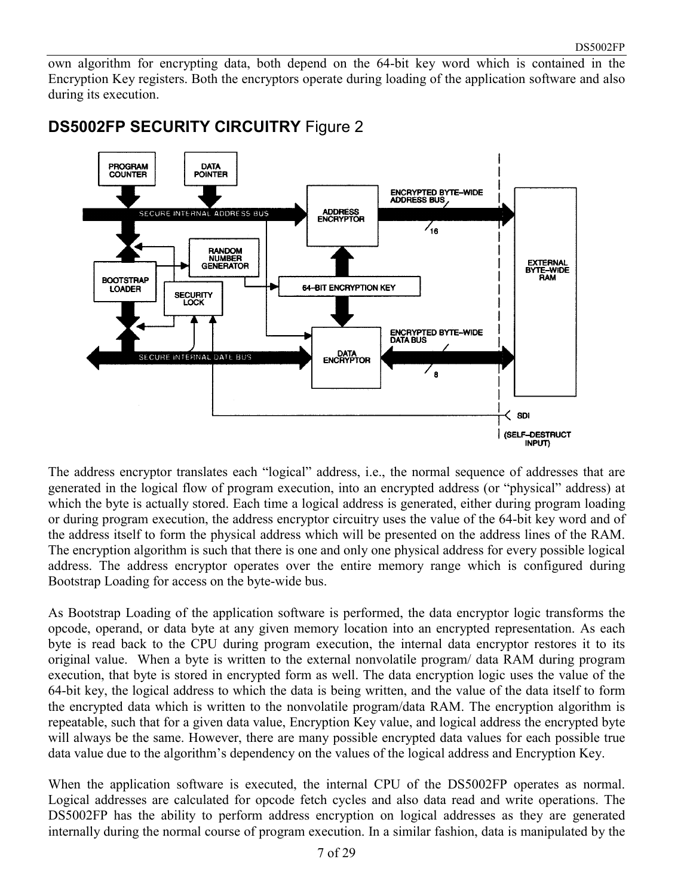own algorithm for encrypting data, both depend on the 64-bit key word which is contained in the Encryption Key registers. Both the encryptors operate during loading of the application software and also during its execution.

## DS5002FP SECURITY CIRCUITRY Figure 2

The address encryptor translates each "logical" address, i.e., the normal sequence of addresses that are generated in the logical flow of program execution, into an encrypted address (or "physical" address) at which the byte is actually stored. Each time a logical address is generated, either during program loading or during program execution, the address encryptor circuitry uses the value of the 64-bit key word and of the address itself to form the physical address which will be presented on the address lines of the RAM. The encryption algorithm is such that there is one and only one physical address for every possible logical address. The address encryptor operates over the entire memory range which is configured during Bootstrap Loading for access on the byte-wide bus.

As Bootstrap Loading of the application software is performed, the data encryptor logic transforms the opcode, operand, or data byte at any given memory location into an encrypted representation. As each byte is read back to the CPU during program execution, the internal data encryptor restores it to its original value. When a byte is written to the external nonvolatile program/ data RAM during program execution, that byte is stored in encrypted form as well. The data encryption logic uses the value of the 64-bit key, the logical address to which the data is being written, and the value of the data itself to form the encrypted data which is written to the nonvolatile program/data RAM. The encryption algorithm is repeatable, such that for a given data value, Encryption Key value, and logical address the encrypted byte will always be the same. However, there are many possible encrypted data values for each possible true data value due to the algorithm's dependency on the values of the logical address and Encryption Key.

When the application software is executed, the internal CPU of the DS5002FP operates as normal. Logical addresses are calculated for opcode fetch cycles and also data read and write operations. The DS5002FP has the ability to perform address encryption on logical addresses as they are generated internally during the normal course of program execution. In a similar fashion, data is manipulated by the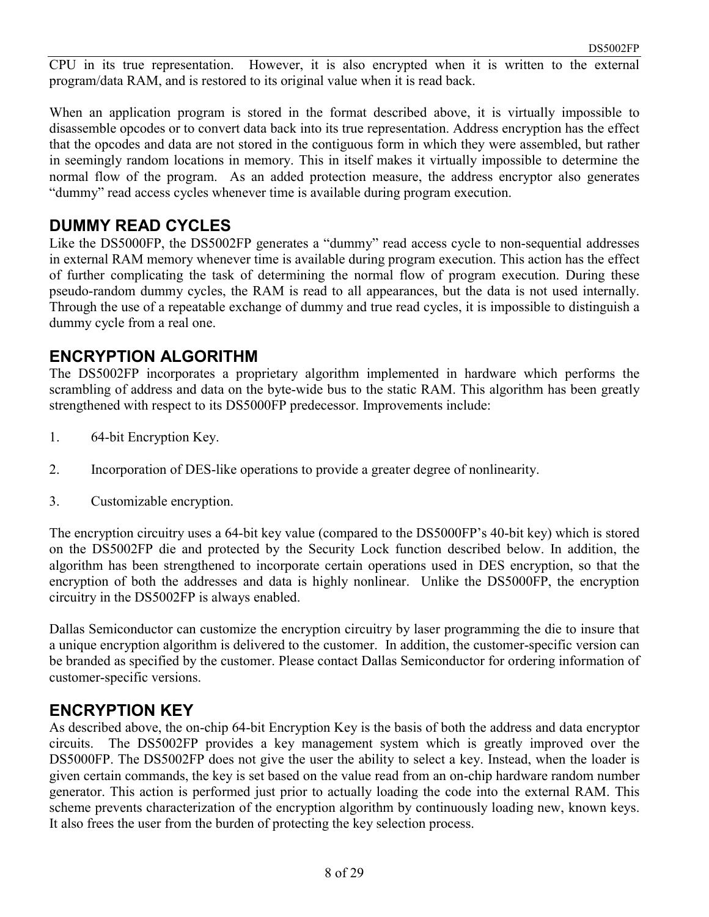CPU in its true representation. However, it is also encrypted when it is written to the external program/data RAM, and is restored to its original value when it is read back.

When an application program is stored in the format described above, it is virtually impossible to disassemble opcodes or to convert data back into its true representation. Address encryption has the effect that the opcodes and data are not stored in the contiguous form in which they were assembled, but rather in seemingly random locations in memory. This in itself makes it virtually impossible to determine the normal flow of the program. As an added protection measure, the address encryptor also generates "dummy" read access cycles whenever time is available during program execution.

## DUMMY READ CYCLES

Like the DS5000FP, the DS5002FP generates a "dummy" read access cycle to non-sequential addresses in external RAM memory whenever time is available during program execution. This action has the effect of further complicating the task of determining the normal flow of program execution. During these pseudo-random dummy cycles, the RAM is read to all appearances, but the data is not used internally. Through the use of a repeatable exchange of dummy and true read cycles, it is impossible to distinguish a dummy cycle from a real one.

## ENCRYPTION ALGORITHM

The DS5002FP incorporates a proprietary algorithm implemented in hardware which performs the scrambling of address and data on the byte-wide bus to the static RAM. This algorithm has been greatly strengthened with respect to its DS5000FP predecessor. Improvements include:

1. 64-bit Encryption Key.
2. Incorporation of DES-like operations to provide a greater degree of nonlinearity.
3. Customizable encryption.

The encryption circuitry uses a 64-bit key value (compared to the DS5000FP's 40-bit key) which is stored on the DS5002FP die and protected by the Security Lock function described below. In addition, the algorithm has been strengthened to incorporate certain operations used in DES encryption, so that the encryption of both the addresses and data is highly nonlinear. Unlike the DS5000FP, the encryption circuitry in the DS5002FP is always enabled.

Dallas Semiconductor can customize the encryption circuitry by laser programming the die to insure that a unique encryption algorithm is delivered to the customer. In addition, the customer-specific version can be branded as specified by the customer. Please contact Dallas Semiconductor for ordering information of customer-specific versions.

## ENCRYPTION KEY

As described above, the on-chip 64-bit Encryption Key is the basis of both the address and data encryptor circuits. The DS5002FP provides a key management system which is greatly improved over the DS5000FP. The DS5002FP does not give the user the ability to select a key. Instead, when the loader is given certain commands, the key is set based on the value read from an on-chip hardware random number generator. This action is performed just prior to actually loading the code into the external RAM. This scheme prevents characterization of the encryption algorithm by continuously loading new, known keys. It also frees the user from the burden of protecting the key selection process.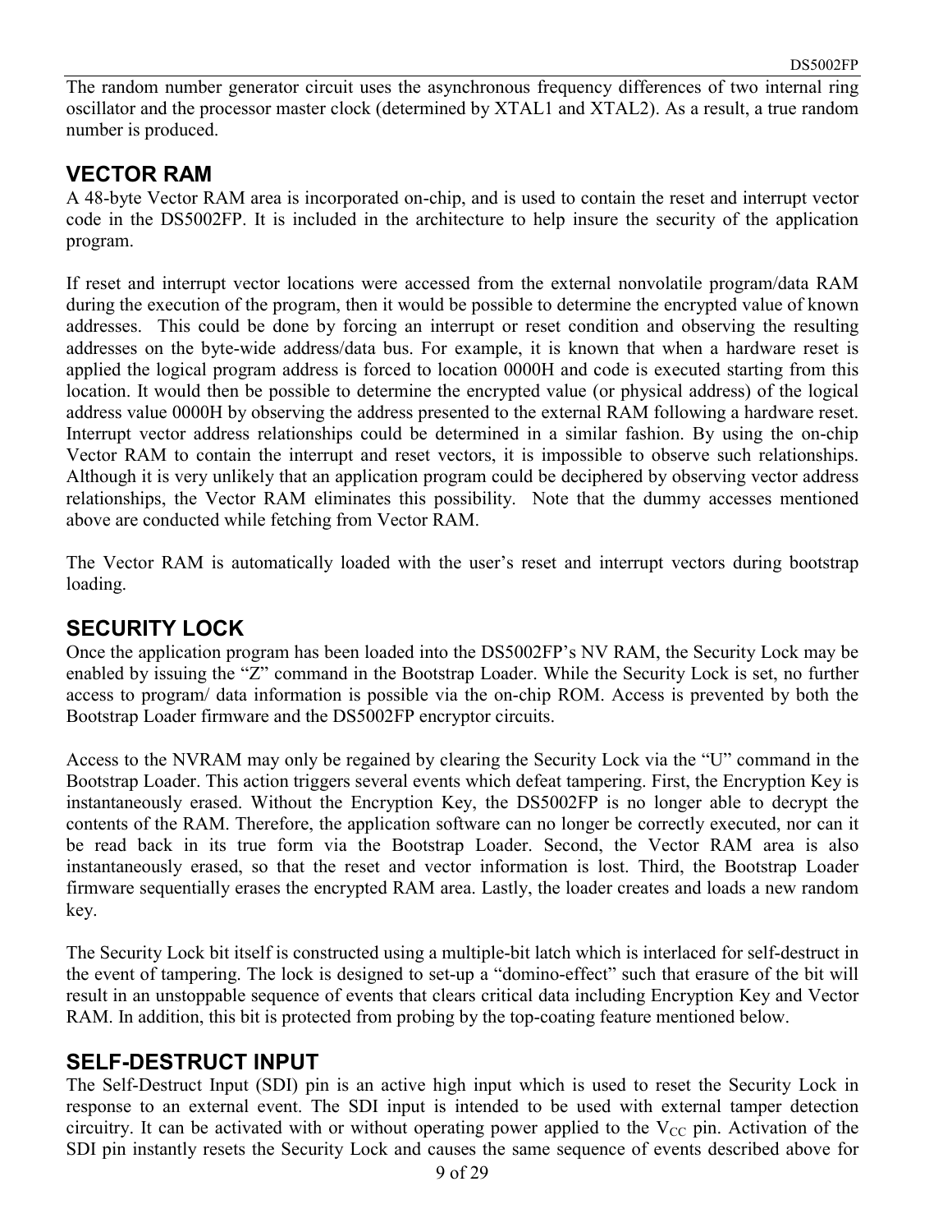The random number generator circuit uses the asynchronous frequency differences of two internal ring oscillator and the processor master clock (determined by XTAL1 and XTAL2). As a result, a true random number is produced.

## VECTOR RAM

A 48-byte Vector RAM area is incorporated on-chip, and is used to contain the reset and interrupt vector code in the DS5002FP. It is included in the architecture to help insure the security of the application program.

If reset and interrupt vector locations were accessed from the external nonvolatile program/data RAM during the execution of the program, then it would be possible to determine the encrypted value of known addresses. This could be done by forcing an interrupt or reset condition and observing the resulting addresses on the byte-wide address/data bus. For example, it is known that when a hardware reset is applied the logical program address is forced to location 0000H and code is executed starting from this location. It would then be possible to determine the encrypted value (or physical address) of the logical address value 0000H by observing the address presented to the external RAM following a hardware reset. Interrupt vector address relationships could be determined in a similar fashion. By using the on-chip Vector RAM to contain the interrupt and reset vectors, it is impossible to observe such relationships. Although it is very unlikely that an application program could be deciphered by observing vector address relationships, the Vector RAM eliminates this possibility. Note that the dummy accesses mentioned above are conducted while fetching from Vector RAM.

The Vector RAM is automatically loaded with the user's reset and interrupt vectors during bootstrap loading.

## SECURITY LOCK

Once the application program has been loaded into the DS5002FP's NV RAM, the Security Lock may be enabled by issuing the "Z" command in the Bootstrap Loader. While the Security Lock is set, no further access to program/ data information is possible via the on-chip ROM. Access is prevented by both the Bootstrap Loader firmware and the DS5002FP encryptor circuits.

Access to the NVRAM may only be regained by clearing the Security Lock via the "U" command in the Bootstrap Loader. This action triggers several events which defeat tampering. First, the Encryption Key is instantaneously erased. Without the Encryption Key, the DS5002FP is no longer able to decrypt the contents of the RAM. Therefore, the application software can no longer be correctly executed, nor can it be read back in its true form via the Bootstrap Loader. Second, the Vector RAM area is also instantaneously erased, so that the reset and vector information is lost. Third, the Bootstrap Loader firmware sequentially erases the encrypted RAM area. Lastly, the loader creates and loads a new random key.

The Security Lock bit itself is constructed using a multiple-bit latch which is interlaced for self-destruct in the event of tampering. The lock is designed to set-up a "domino-effect" such that erasure of the bit will result in an unstoppable sequence of events that clears critical data including Encryption Key and Vector RAM. In addition, this bit is protected from probing by the top-coating feature mentioned below.

## SELF-DESTRUCT INPUT

The Self-Destruct Input (SDI) pin is an active high input which is used to reset the Security Lock in response to an external event. The SDI input is intended to be used with external tamper detection circuitry. It can be activated with or without operating power applied to the $V_{CC}$ pin. Activation of the SDI pin instantly resets the Security Lock and causes the same sequence of events described above for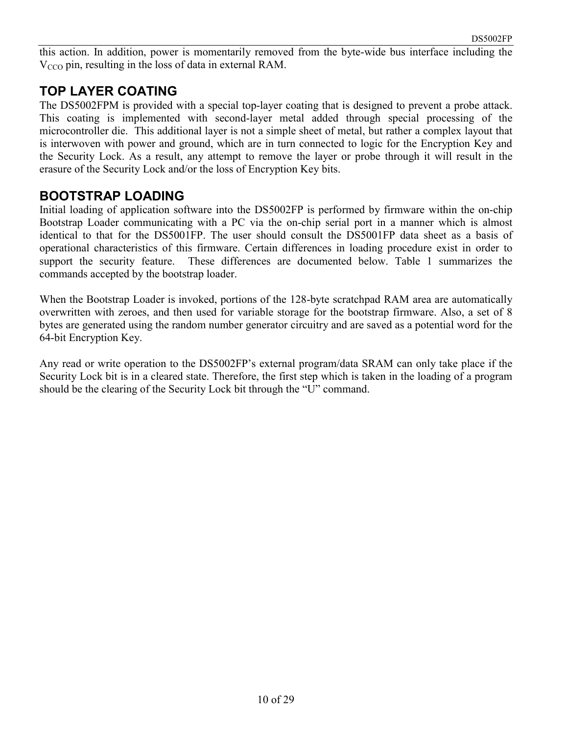this action. In addition, power is momentarily removed from the byte-wide bus interface including the $V_{CCO}$ pin, resulting in the loss of data in external RAM.

## TOP LAYER COATING

The DS5002FPM is provided with a special top-layer coating that is designed to prevent a probe attack. This coating is implemented with second-layer metal added through special processing of the microcontroller die. This additional layer is not a simple sheet of metal, but rather a complex layout that is interwoven with power and ground, which are in turn connected to logic for the Encryption Key and the Security Lock. As a result, any attempt to remove the layer or probe through it will result in the erasure of the Security Lock and/or the loss of Encryption Key bits.

## BOOTSTRAP LOADING

Initial loading of application software into the DS5002FP is performed by firmware within the on-chip Bootstrap Loader communicating with a PC via the on-chip serial port in a manner which is almost identical to that for the DS5001FP. The user should consult the DS5001FP data sheet as a basis of operational characteristics of this firmware. Certain differences in loading procedure exist in order to support the security feature. These differences are documented below. Table 1 summarizes the commands accepted by the bootstrap loader.

When the Bootstrap Loader is invoked, portions of the 128-byte scratchpad RAM area are automatically overwritten with zeroes, and then used for variable storage for the bootstrap firmware. Also, a set of 8 bytes are generated using the random number generator circuitry and are saved as a potential word for the 64-bit Encryption Key.

Any read or write operation to the DS5002FP's external program/data SRAM can only take place if the Security Lock bit is in a cleared state. Therefore, the first step which is taken in the loading of a program should be the clearing of the Security Lock bit through the "U" command.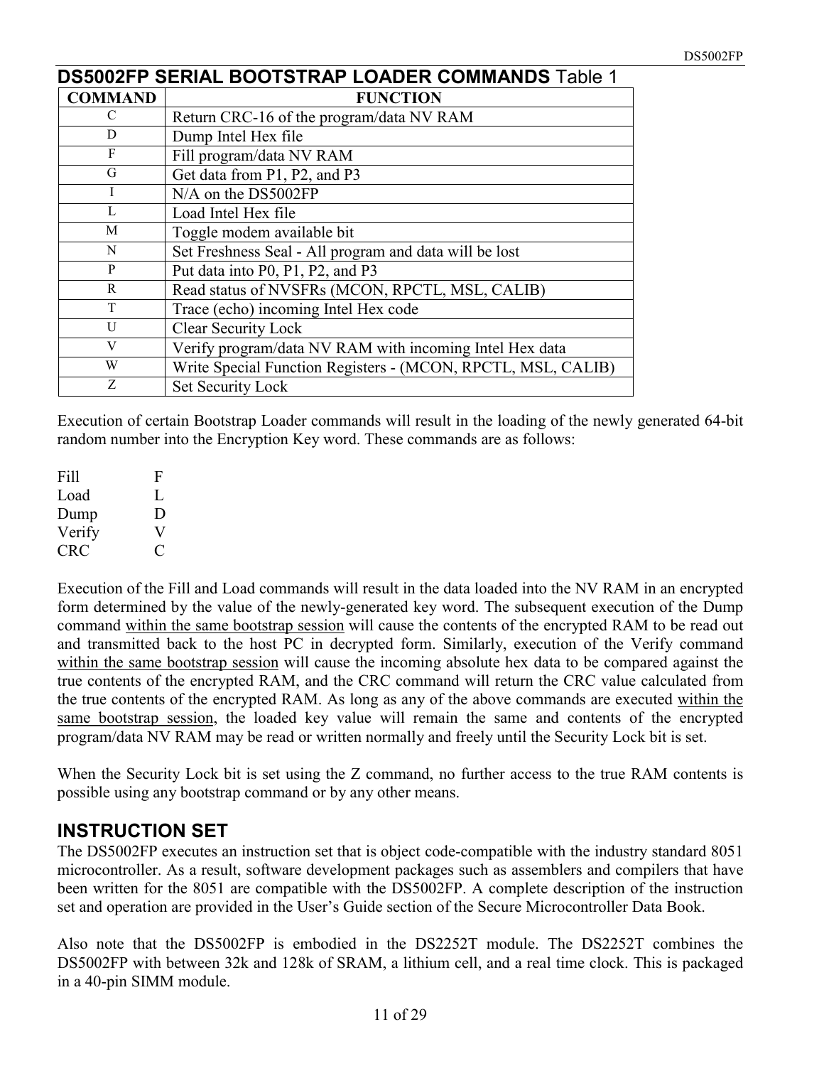## DS5002FP SERIAL BOOTSTRAP LOADER COMMANDS Table 1

| COMMAND | FUNCTION |
|---|---|
| C | Return CRC-16 of the program/data NV RAM |
| D | Dump Intel Hex file |
| F | Fill program/data NV RAM |
| G | Get data from P1, P2, and P3 |
| I | N/A on the DS5002FP |
| L | Load Intel Hex file |
| M | Toggle modem available bit |
| N | Set Freshness Seal - All program and data will be lost |
| P | Put data into P0, P1, P2, and P3 |
| R | Read status of NVSFRs (MCON, RPCTL, MSL, CALIB) |
| T | Trace (echo) incoming Intel Hex code |
| U | Clear Security Lock |
| V | Verify program/data NV RAM with incoming Intel Hex data |
| W | Write Special Function Registers - (MCON, RPCTL, MSL, CALIB) |
| Z | Set Security Lock |

Execution of certain Bootstrap Loader commands will result in the loading of the newly generated 64-bit random number into the Encryption Key word. These commands are as follows:

| | |
|---|---|
| Fill | F |
| Load | L |
| Dump | D |
| Verify | V |
| CRC | C |

Execution of the Fill and Load commands will result in the data loaded into the NV RAM in an encrypted form determined by the value of the newly-generated key word. The subsequent execution of the Dump command <u>within the same bootstrap session</u> will cause the contents of the encrypted RAM to be read out and transmitted back to the host PC in decrypted form. Similarly, execution of the Verify command <u>within the same bootstrap session</u> will cause the incoming absolute hex data to be compared against the true contents of the encrypted RAM, and the CRC command will return the CRC value calculated from the true contents of the encrypted RAM. As long as any of the above commands are executed <u>within the same bootstrap session</u>, the loaded key value will remain the same and contents of the encrypted program/data NV RAM may be read or written normally and freely until the Security Lock bit is set.

When the Security Lock bit is set using the Z command, no further access to the true RAM contents is possible using any bootstrap command or by any other means.

## INSTRUCTION SET

The DS5002FP executes an instruction set that is object code-compatible with the industry standard 8051 microcontroller. As a result, software development packages such as assemblers and compilers that have been written for the 8051 are compatible with the DS5002FP. A complete description of the instruction set and operation are provided in the User's Guide section of the Secure Microcontroller Data Book.

Also note that the DS5002FP is embodied in the DS2252T module. The DS2252T combines the DS5002FP with between 32k and 128k of SRAM, a lithium cell, and a real time clock. This is packaged in a 40-pin SIMM module.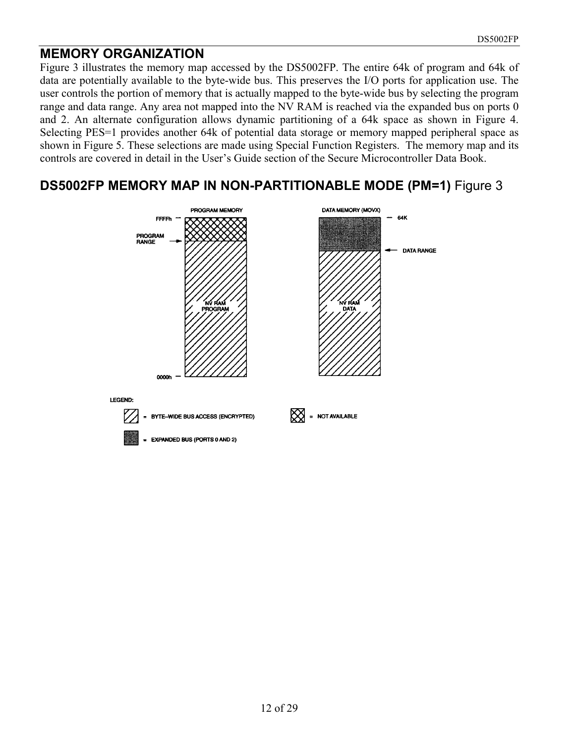## MEMORY ORGANIZATION

Figure 3 illustrates the memory map accessed by the DS5002FP. The entire 64k of program and 64k of data are potentially available to the byte-wide bus. This preserves the I/O ports for application use. The user controls the portion of memory that is actually mapped to the byte-wide bus by selecting the program range and data range. Any area not mapped into the NV RAM is reached via the expanded bus on ports 0 and 2. An alternate configuration allows dynamic partitioning of a 64k space as shown in Figure 4. Selecting PES=1 provides another 64k of potential data storage or memory mapped peripheral space as shown in Figure 5. These selections are made using Special Function Registers. The memory map and its controls are covered in detail in the User's Guide section of the Secure Microcontroller Data Book.

## DS5002FP MEMORY MAP IN NON-PARTITIONABLE MODE (PM=1) Figure 3

PROGRAM MEMORY

FFFFh

PROGRAM RANGE

NV RAM PROGRAM

0000h

DATA MEMORY (MOVX)

64K

DATA RANGE

NV RAM DATA

LEGEND:

= BYTE–WIDE BUS ACCESS (ENCRYPTED)

= NOT AVAILABLE

= EXPANDED BUS (PORTS 0 AND 2)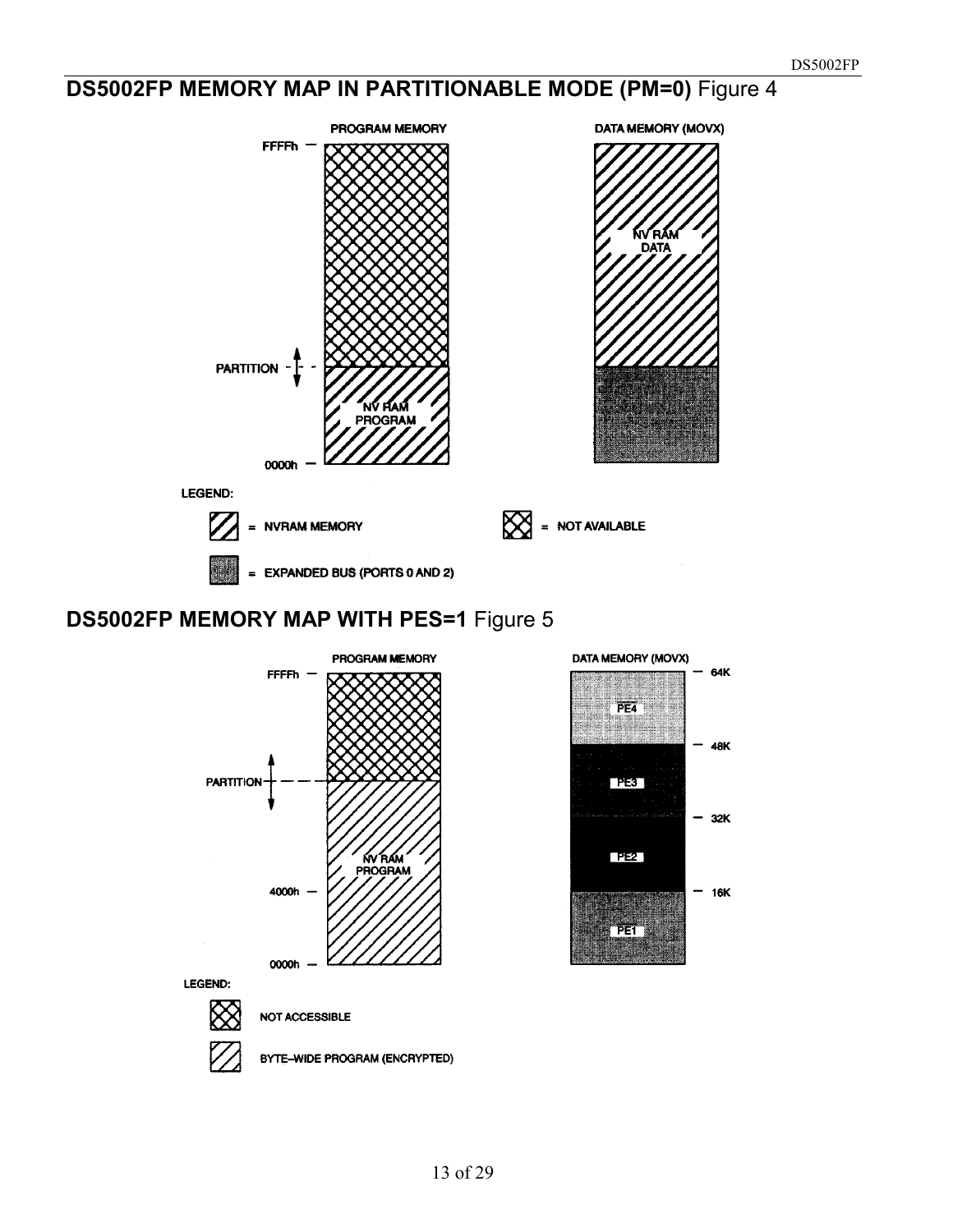## DS5002FP MEMORY MAP IN PARTITIONABLE MODE (PM=0) Figure 4

PROGRAM MEMORY

FFFFh

PARTITION

NV RAM PROGRAM

0000h

DATA MEMORY (MOVX)

NV RAM DATA

LEGEND:

= NVRAM MEMORY

= NOT AVAILABLE

= EXPANDED BUS (PORTS 0 AND 2)

## DS5002FP MEMORY MAP WITH PES=1 Figure 5

PROGRAM MEMORY

FFFFh

PARTITION

NV RAM PROGRAM

4000h

0000h

DATA MEMORY (MOVX)

PE4 — 64K

PE3 — 48K

PE2 — 32K

PE1 — 16K

LEGEND:

NOT ACCESSIBLE

BYTE–WIDE PROGRAM (ENCRYPTED)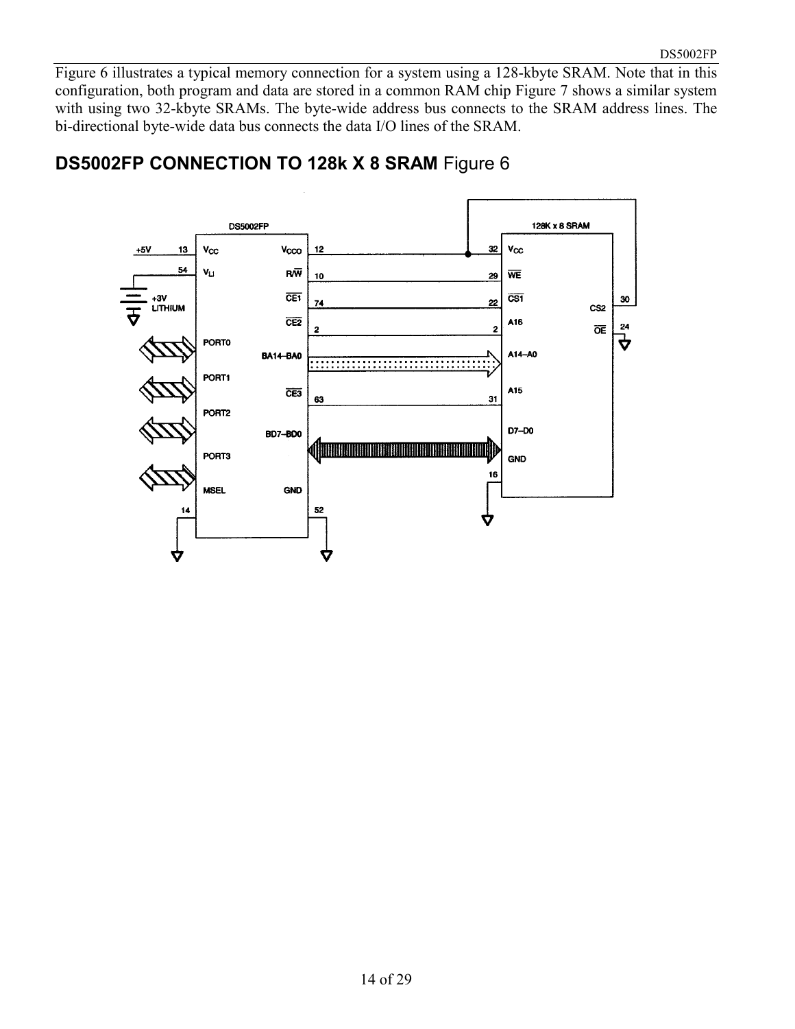Figure 6 illustrates a typical memory connection for a system using a 128-kbyte SRAM. Note that in this configuration, both program and data are stored in a common RAM chip Figure 7 shows a similar system with using two 32-kbyte SRAMs. The byte-wide address bus connects to the SRAM address lines. The bi-directional byte-wide data bus connects the data I/O lines of the SRAM.

## DS5002FP CONNECTION TO 128k X 8 SRAM Figure 6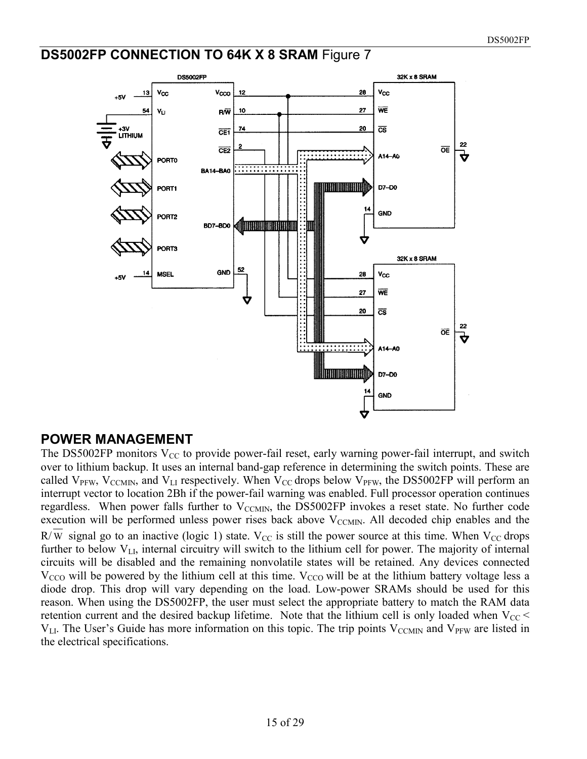## DS5002FP CONNECTION TO 64K X 8 SRAM Figure 7

## POWER MANAGEMENT

The DS5002FP monitors $V_{CC}$ to provide power-fail reset, early warning power-fail interrupt, and switch over to lithium backup. It uses an internal band-gap reference in determining the switch points. These are called $V_{PFW}$, $V_{CCMIN}$, and $V_{LI}$ respectively. When $V_{CC}$ drops below $V_{PFW}$, the DS5002FP will perform an interrupt vector to location 2Bh if the power-fail warning was enabled. Full processor operation continues regardless. When power falls further to $V_{CCMIN}$, the DS5002FP invokes a reset state. No further code execution will be performed unless power rises back above $V_{CCMIN}$. All decoded chip enables and the $R/\overline{W}$ signal go to an inactive (logic 1) state. $V_{CC}$ is still the power source at this time. When $V_{CC}$ drops further to below $V_{LI}$, internal circuitry will switch to the lithium cell for power. The majority of internal circuits will be disabled and the remaining nonvolatile states will be retained. Any devices connected $V_{CCO}$ will be powered by the lithium cell at this time. $V_{CCO}$ will be at the lithium battery voltage less a diode drop. This drop will vary depending on the load. Low-power SRAMs should be used for this reason. When using the DS5002FP, the user must select the appropriate battery to match the RAM data retention current and the desired backup lifetime. Note that the lithium cell is only loaded when $V_{CC} < V_{LI}$. The User's Guide has more information on this topic. The trip points $V_{CCMIN}$ and $V_{PFW}$ are listed in the electrical specifications.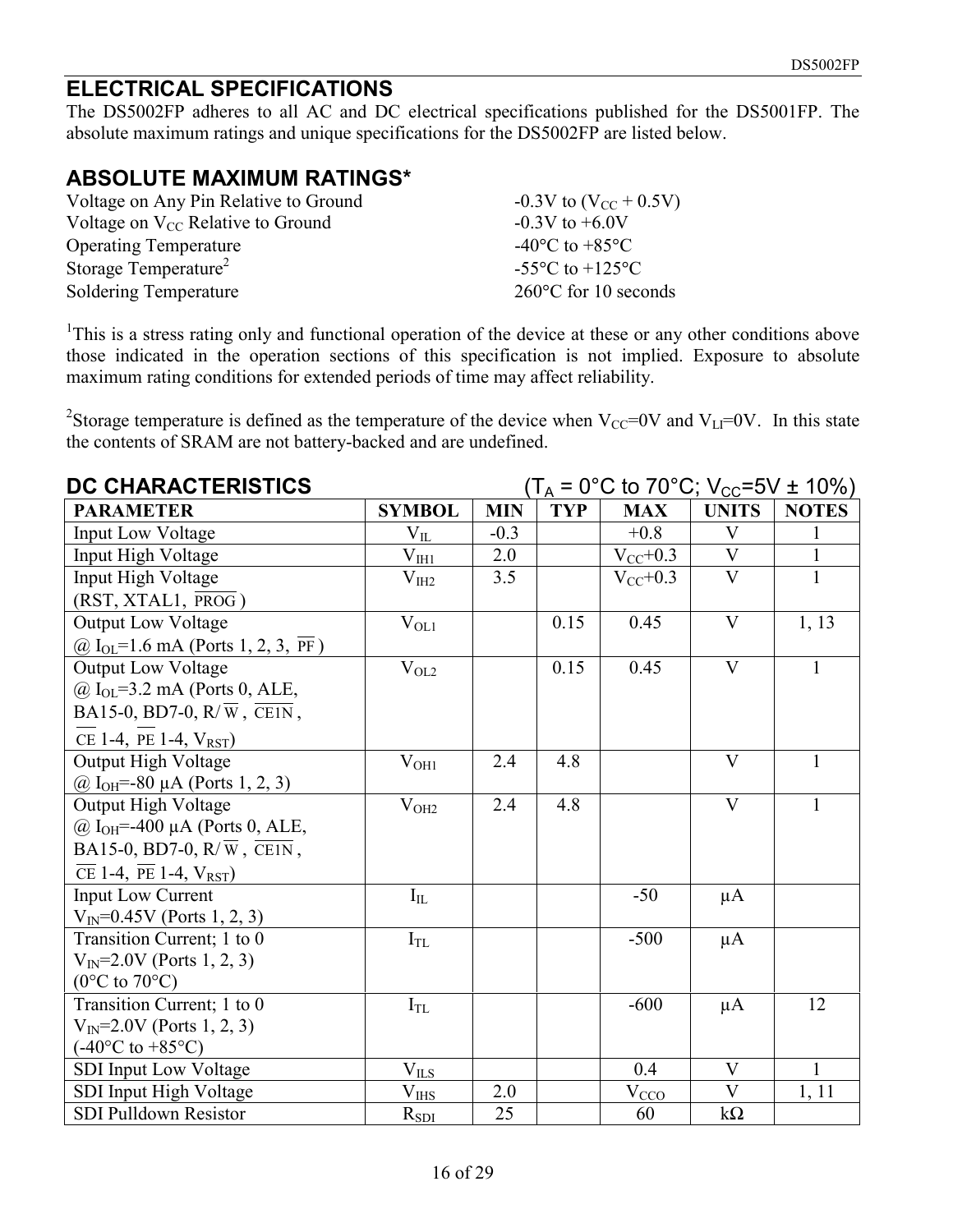## ELECTRICAL SPECIFICATIONS

The DS5002FP adheres to all AC and DC electrical specifications published for the DS5001FP. The absolute maximum ratings and unique specifications for the DS5002FP are listed below.

## ABSOLUTE MAXIMUM RATINGS*

| | |
|---|---|
| Voltage on Any Pin Relative to Ground | -0.3V to ($V_{CC}$ + 0.5V) |
| Voltage on $V_{CC}$ Relative to Ground | -0.3V to +6.0V |
| Operating Temperature | -40°C to +85°C |
| Storage Temperature[2] | -55°C to +125°C |
| Soldering Temperature | 260°C for 10 seconds |

[1]This is a stress rating only and functional operation of the device at these or any other conditions above those indicated in the operation sections of this specification is not implied. Exposure to absolute maximum rating conditions for extended periods of time may affect reliability.

[2]Storage temperature is defined as the temperature of the device when $V_{CC}$=0V and $V_{LI}$=0V. In this state the contents of SRAM are not battery-backed and are undefined.

## DC CHARACTERISTICS ($T_A$ = 0°C to 70°C; $V_{CC}$=5V ± 10%)

| PARAMETER | SYMBOL | MIN | TYP | MAX | UNITS | NOTES |
|---|---|---|---|---|---|---|
| Input Low Voltage | $V_{IL}$ | -0.3 | | +0.8 | V | 1 |
| Input High Voltage | $V_{IH1}$ | 2.0 | | $V_{CC}$+0.3 | V | 1 |
| Input High Voltage (RST, XTAL1, $\overline{PROG}$) | $V_{IH2}$ | 3.5 | | $V_{CC}$+0.3 | V | 1 |
| Output Low Voltage @ $I_{OL}$=1.6 mA (Ports 1, 2, 3, $\overline{PF}$) | $V_{OL1}$ | | 0.15 | 0.45 | V | 1, 13 |
| Output Low Voltage @ $I_{OL}$=3.2 mA (Ports 0, ALE, BA15-0, BD7-0, R/$\overline{W}$, $\overline{CE1N}$, $\overline{CE}$ 1-4, $\overline{PE}$ 1-4, $V_{RST}$) | $V_{OL2}$ | | 0.15 | 0.45 | V | 1 |
| Output High Voltage @ $I_{OH}$=-80 µA (Ports 1, 2, 3) | $V_{OH1}$ | 2.4 | 4.8 | | V | 1 |
| Output High Voltage @ $I_{OH}$=-400 µA (Ports 0, ALE, BA15-0, BD7-0, R/$\overline{W}$, $\overline{CE1N}$, $\overline{CE}$ 1-4, $\overline{PE}$ 1-4, $V_{RST}$) | $V_{OH2}$ | 2.4 | 4.8 | | V | 1 |
| Input Low Current $V_{IN}$=0.45V (Ports 1, 2, 3) | $I_{IL}$ | | | -50 | µA | |
| Transition Current; 1 to 0 $V_{IN}$=2.0V (Ports 1, 2, 3) (0°C to 70°C) | $I_{TL}$ | | | -500 | µA | |
| Transition Current; 1 to 0 $V_{IN}$=2.0V (Ports 1, 2, 3) (-40°C to +85°C) | $I_{TL}$ | | | -600 | µA | 12 |
| SDI Input Low Voltage | $V_{ILS}$ | | | 0.4 | V | 1 |
| SDI Input High Voltage | $V_{IHS}$ | 2.0 | | $V_{CCO}$ | V | 1, 11 |
| SDI Pulldown Resistor | $R_{SDI}$ | 25 | | 60 | kΩ | |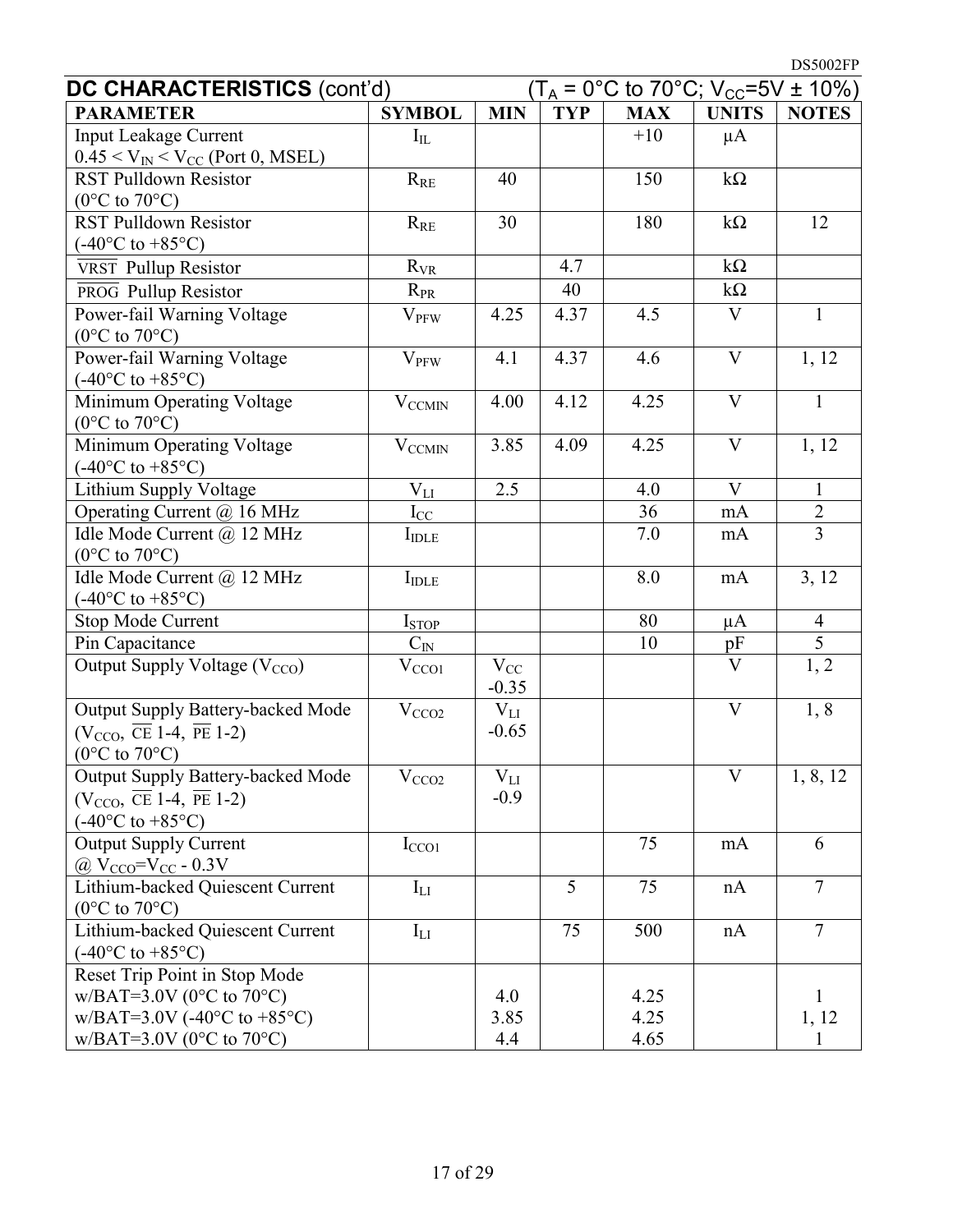## DC CHARACTERISTICS (cont'd) ($T_A$ = 0°C to 70°C; $V_{CC}$=5V ± 10%)

| PARAMETER | SYMBOL | MIN | TYP | MAX | UNITS | NOTES |
|---|---|---|---|---|---|---|
| Input Leakage Current $0.45 < V_{IN} < V_{CC}$ (Port 0, MSEL) | $I_{IL}$ | | | +10 | μA | |
| RST Pulldown Resistor (0°C to 70°C) | $R_{RE}$ | 40 | | 150 | kΩ | |
| RST Pulldown Resistor (-40°C to +85°C) | $R_{RE}$ | 30 | | 180 | kΩ | 12 |
| $\overline{\text{VRST}}$ Pullup Resistor | $R_{VR}$ | | 4.7 | | kΩ | |
| $\overline{\text{PROG}}$ Pullup Resistor | $R_{PR}$ | | 40 | | kΩ | |
| Power-fail Warning Voltage (0°C to 70°C) | $V_{PFW}$ | 4.25 | 4.37 | 4.5 | V | 1 |
| Power-fail Warning Voltage (-40°C to +85°C) | $V_{PFW}$ | 4.1 | 4.37 | 4.6 | V | 1, 12 |
| Minimum Operating Voltage (0°C to 70°C) | $V_{CCMIN}$ | 4.00 | 4.12 | 4.25 | V | 1 |
| Minimum Operating Voltage (-40°C to +85°C) | $V_{CCMIN}$ | 3.85 | 4.09 | 4.25 | V | 1, 12 |
| Lithium Supply Voltage | $V_{LI}$ | 2.5 | | 4.0 | V | 1 |
| Operating Current @ 16 MHz | $I_{CC}$ | | | 36 | mA | 2 |
| Idle Mode Current @ 12 MHz (0°C to 70°C) | $I_{IDLE}$ | | | 7.0 | mA | 3 |
| Idle Mode Current @ 12 MHz (-40°C to +85°C) | $I_{IDLE}$ | | | 8.0 | mA | 3, 12 |
| Stop Mode Current | $I_{STOP}$ | | | 80 | μA | 4 |
| Pin Capacitance | $C_{IN}$ | | | 10 | pF | 5 |
| Output Supply Voltage ($V_{CCO}$) | $V_{CCO1}$ | $V_{CC}$ -0.35 | | | V | 1, 2 |
| Output Supply Battery-backed Mode ($V_{CCO}$, $\overline{\text{CE}}$ 1-4, $\overline{\text{PE}}$ 1-2) (0°C to 70°C) | $V_{CCO2}$ | $V_{LI}$ -0.65 | | | V | 1, 8 |
| Output Supply Battery-backed Mode ($V_{CCO}$, $\overline{\text{CE}}$ 1-4, $\overline{\text{PE}}$ 1-2) (-40°C to +85°C) | $V_{CCO2}$ | $V_{LI}$ -0.9 | | | V | 1, 8, 12 |
| Output Supply Current @ $V_{CCO}$=$V_{CC}$ - 0.3V | $I_{CCO1}$ | | | 75 | mA | 6 |
| Lithium-backed Quiescent Current (0°C to 70°C) | $I_{LI}$ | | 5 | 75 | nA | 7 |
| Lithium-backed Quiescent Current (-40°C to +85°C) | $I_{LI}$ | | 75 | 500 | nA | 7 |
| Reset Trip Point in Stop Mode | | | | | | |
| w/BAT=3.0V (0°C to 70°C) | | 4.0 | | 4.25 | | 1 |
| w/BAT=3.0V (-40°C to +85°C) | | 3.85 | | 4.25 | | 1, 12 |
| w/BAT=3.0V (0°C to 70°C) | | 4.4 | | 4.65 | | 1 |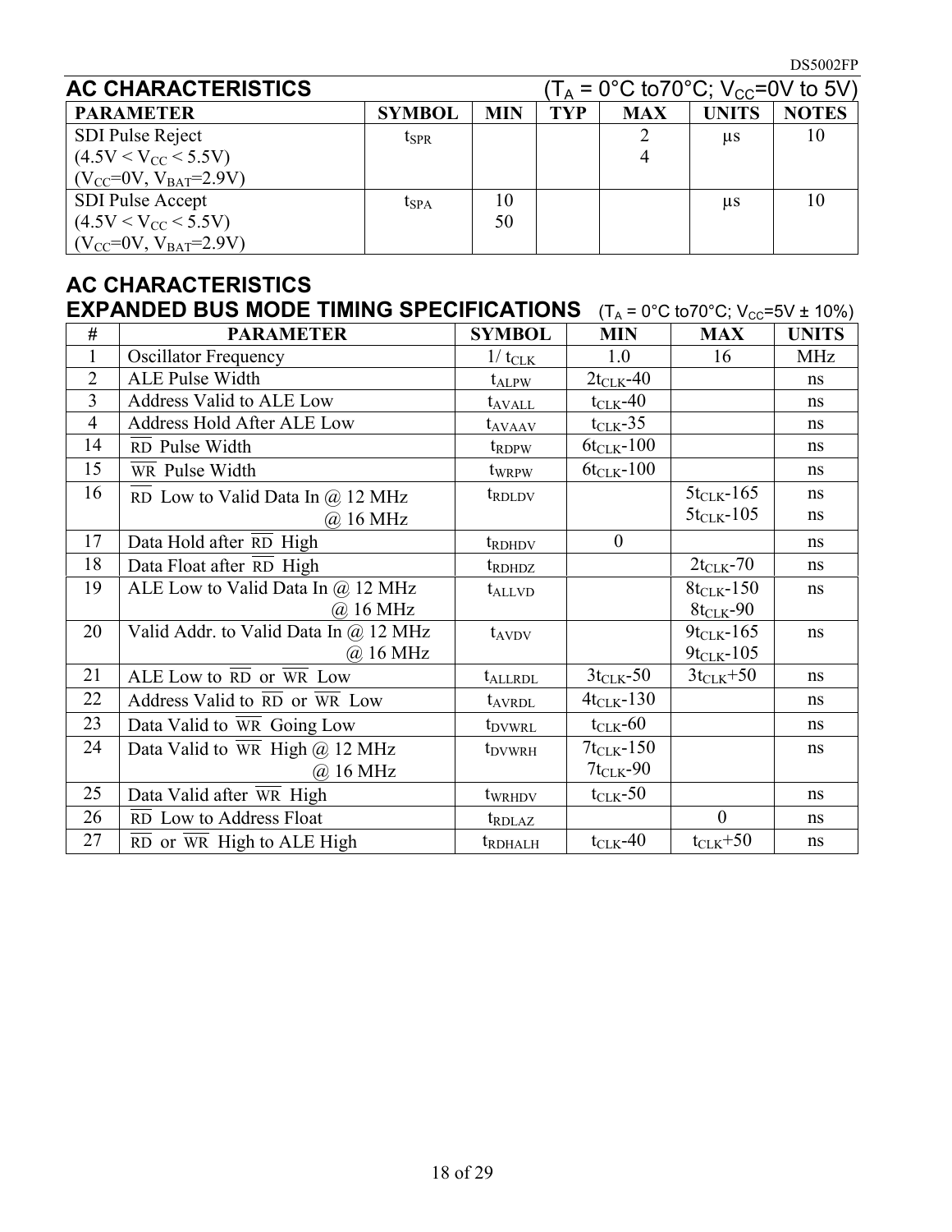## AC CHARACTERISTICS

($T_A$ = 0°C to70°C; $V_{CC}$=0V to 5V)

| PARAMETER | SYMBOL | MIN | TYP | MAX | UNITS | NOTES |
|---|---|---|---|---|---|---|
| SDI Pulse Reject<br>($4.5V < V_{CC} < 5.5V$)<br>($V_{CC}$=0V, $V_{BAT}$=2.9V) | $t_{SPR}$ | | | 2<br>4 | µs | 10 |
| SDI Pulse Accept<br>($4.5V < V_{CC} < 5.5V$)<br>($V_{CC}$=0V, $V_{BAT}$=2.9V) | $t_{SPA}$ | 10<br>50 | | | µs | 10 |

## AC CHARACTERISTICS
## EXPANDED BUS MODE TIMING SPECIFICATIONS

($T_A$ = 0°C to70°C; $V_{CC}$=5V ± 10%)

| # | PARAMETER | SYMBOL | MIN | MAX | UNITS |
|---|---|---|---|---|---|
| 1 | Oscillator Frequency | $1/t_{CLK}$ | 1.0 | 16 | MHz |
| 2 | ALE Pulse Width | $t_{ALPW}$ | $2t_{CLK}$-40 | | ns |
| 3 | Address Valid to ALE Low | $t_{AVALL}$ | $t_{CLK}$-40 | | ns |
| 4 | Address Hold After ALE Low | $t_{AVAAV}$ | $t_{CLK}$-35 | | ns |
| 14 | $\overline{RD}$ Pulse Width | $t_{RDPW}$ | $6t_{CLK}$-100 | | ns |
| 15 | $\overline{WR}$ Pulse Width | $t_{WRPW}$ | $6t_{CLK}$-100 | | ns |
| 16 | $\overline{RD}$ Low to Valid Data In @ 12 MHz<br>@ 16 MHz | $t_{RDLDV}$ | | $5t_{CLK}$-165<br>$5t_{CLK}$-105 | ns<br>ns |
| 17 | Data Hold after $\overline{RD}$ High | $t_{RDHDV}$ | 0 | | ns |
| 18 | Data Float after $\overline{RD}$ High | $t_{RDHDZ}$ | | $2t_{CLK}$-70 | ns |
| 19 | ALE Low to Valid Data In @ 12 MHz<br>@ 16 MHz | $t_{ALLVD}$ | | $8t_{CLK}$-150<br>$8t_{CLK}$-90 | ns |
| 20 | Valid Addr. to Valid Data In @ 12 MHz<br>@ 16 MHz | $t_{AVDV}$ | | $9t_{CLK}$-165<br>$9t_{CLK}$-105 | ns |
| 21 | ALE Low to $\overline{RD}$ or $\overline{WR}$ Low | $t_{ALLRDL}$ | $3t_{CLK}$-50 | $3t_{CLK}$+50 | ns |
| 22 | Address Valid to $\overline{RD}$ or $\overline{WR}$ Low | $t_{AVRDL}$ | $4t_{CLK}$-130 | | ns |
| 23 | Data Valid to $\overline{WR}$ Going Low | $t_{DVWRL}$ | $t_{CLK}$-60 | | ns |
| 24 | Data Valid to $\overline{WR}$ High @ 12 MHz<br>@ 16 MHz | $t_{DVWRH}$ | $7t_{CLK}$-150<br>$7t_{CLK}$-90 | | ns |
| 25 | Data Valid after $\overline{WR}$ High | $t_{WRHDV}$ | $t_{CLK}$-50 | | ns |
| 26 | $\overline{RD}$ Low to Address Float | $t_{RDLAZ}$ | | 0 | ns |
| 27 | $\overline{RD}$ or $\overline{WR}$ High to ALE High | $t_{RDHALH}$ | $t_{CLK}$-40 | $t_{CLK}$+50 | ns |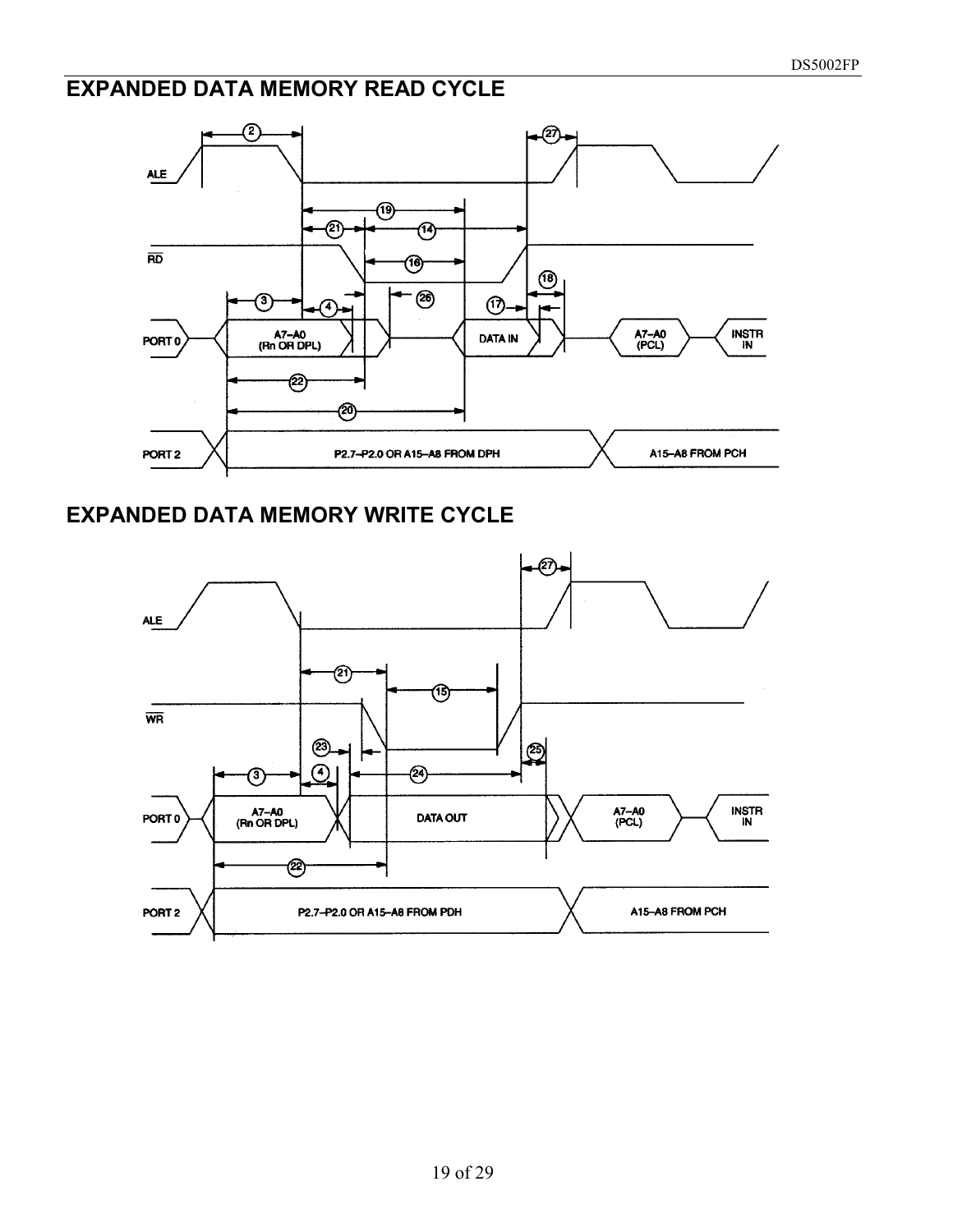## EXPANDED DATA MEMORY READ CYCLE

ALE

RD

PORT 0 — A7–A0 (Rn OR DPL) — DATA IN — A7–A0 (PCL) — INSTR IN

PORT 2 — P2.7–P2.0 OR A15–A8 FROM DPH — A15–A8 FROM PCH

Timing parameters shown: 2, 3, 4, 14, 16, 17, 18, 19, 20, 21, 22, 26, 27

## EXPANDED DATA MEMORY WRITE CYCLE

ALE

WR

PORT 0 — A7–A0 (Rn OR DPL) — DATA OUT — A7–A0 (PCL) — INSTR IN

PORT 2 — P2.7–P2.0 OR A15–A8 FROM PDH — A15–A8 FROM PCH

Timing parameters shown: 3, 4, 15, 21, 22, 23, 24, 25, 27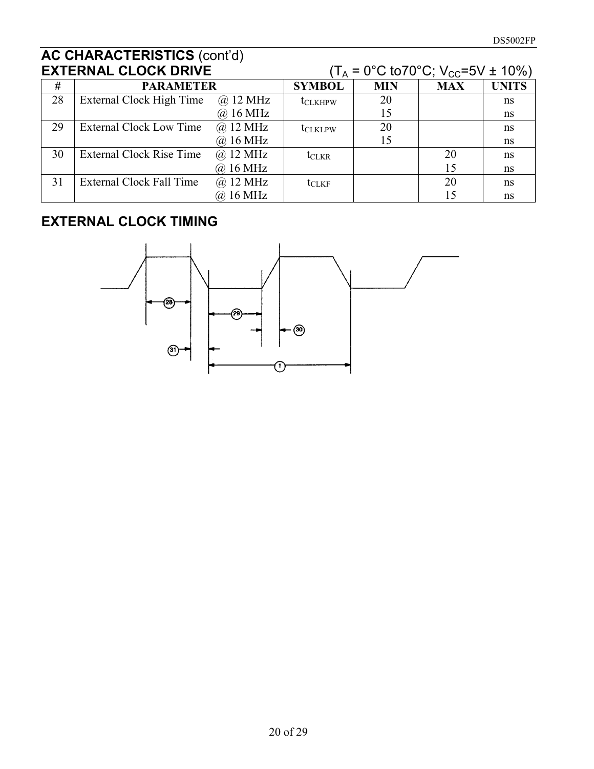## AC CHARACTERISTICS (cont'd)

## EXTERNAL CLOCK DRIVE

($T_A$ = 0°C to70°C; $V_{CC}$=5V ± 10%)

| # | PARAMETER | | SYMBOL | MIN | MAX | UNITS |
|---|---|---|---|---|---|---|
| 28 | External Clock High Time | @ 12 MHz | $t_{CLKHPW}$ | 20 | | ns |
| | | @ 16 MHz | | 15 | | ns |
| 29 | External Clock Low Time | @ 12 MHz | $t_{CLKLPW}$ | 20 | | ns |
| | | @ 16 MHz | | 15 | | ns |
| 30 | External Clock Rise Time | @ 12 MHz | $t_{CLKR}$ | | 20 | ns |
| | | @ 16 MHz | | | 15 | ns |
| 31 | External Clock Fall Time | @ 12 MHz | $t_{CLKF}$ | | 20 | ns |
| | | @ 16 MHz | | | 15 | ns |

## EXTERNAL CLOCK TIMING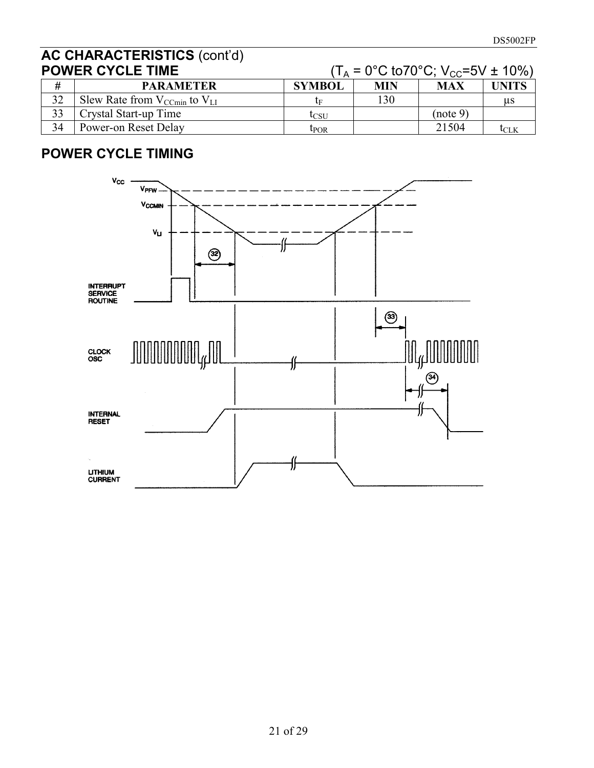## AC CHARACTERISTICS (cont'd)

### POWER CYCLE TIME ($T_A$ = 0°C to70°C; $V_{CC}$=5V ± 10%)

| # | PARAMETER | SYMBOL | MIN | MAX | UNITS |
|---|---|---|---|---|---|
| 32 | Slew Rate from $V_{CCmin}$ to $V_{LI}$ | $t_F$ | 130 | | µs |
| 33 | Crystal Start-up Time | $t_{CSU}$ | | (note 9) | |
| 34 | Power-on Reset Delay | $t_{POR}$ | | 21504 | $t_{CLK}$ |

## POWER CYCLE TIMING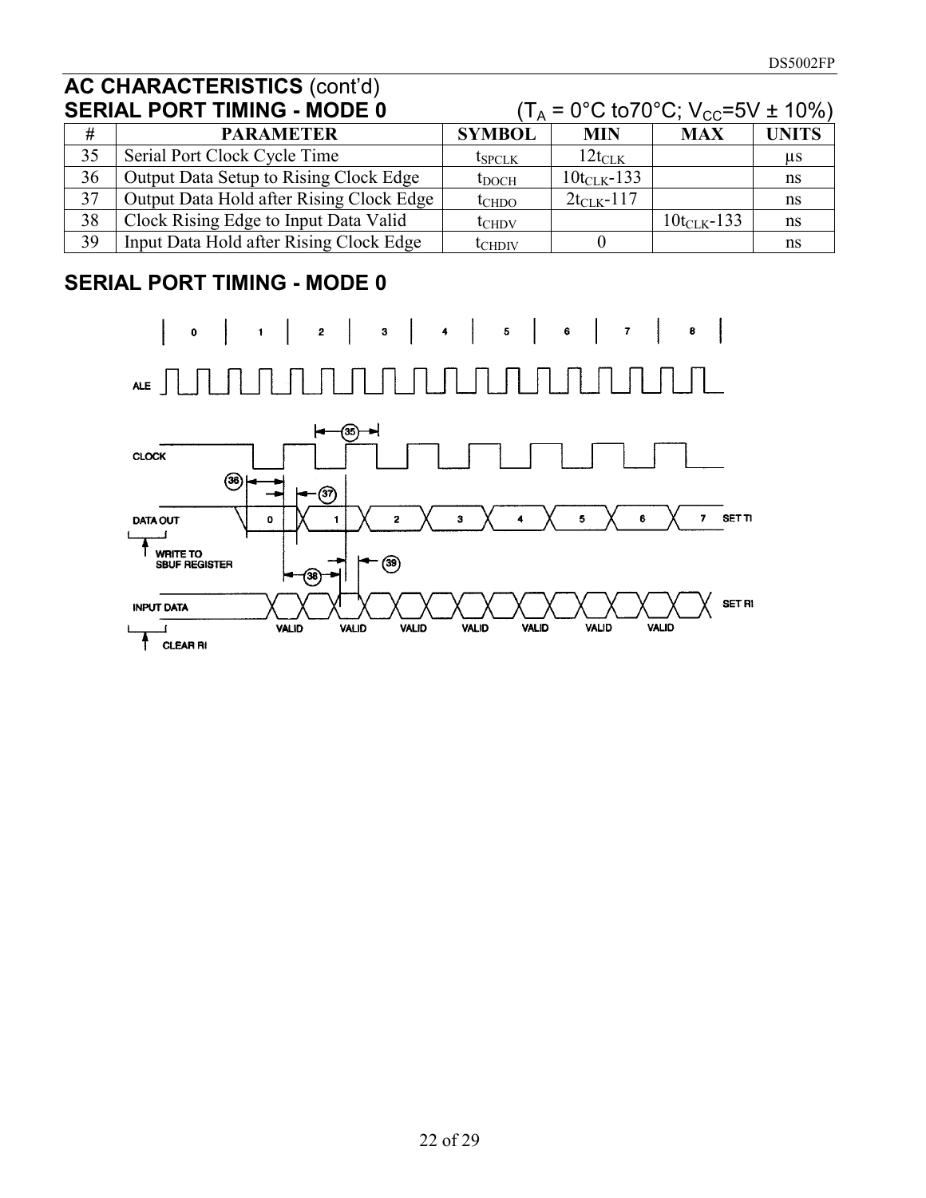## AC CHARACTERISTICS (cont'd)

### SERIAL PORT TIMING - MODE 0 ($T_A$ = 0°C to70°C; $V_{CC}$=5V ± 10%)

| # | PARAMETER | SYMBOL | MIN | MAX | UNITS |
|---|---|---|---|---|---|
| 35 | Serial Port Clock Cycle Time | $t_{SPCLK}$ | $12t_{CLK}$ | | µs |
| 36 | Output Data Setup to Rising Clock Edge | $t_{DOCH}$ | $10t_{CLK}$-133 | | ns |
| 37 | Output Data Hold after Rising Clock Edge | $t_{CHDO}$ | $2t_{CLK}$-117 | | ns |
| 38 | Clock Rising Edge to Input Data Valid | $t_{CHDV}$ | | $10t_{CLK}$-133 | ns |
| 39 | Input Data Hold after Rising Clock Edge | $t_{CHDIV}$ | 0 | | ns |

## SERIAL PORT TIMING - MODE 0

ALE

CLOCK

DATA OUT: 0, 1, 2, 3, 4, 5, 6, 7, SET TI

WRITE TO SBUF REGISTER

INPUT DATA: VALID, VALID, VALID, VALID, VALID, VALID, VALID, SET RI

CLEAR RI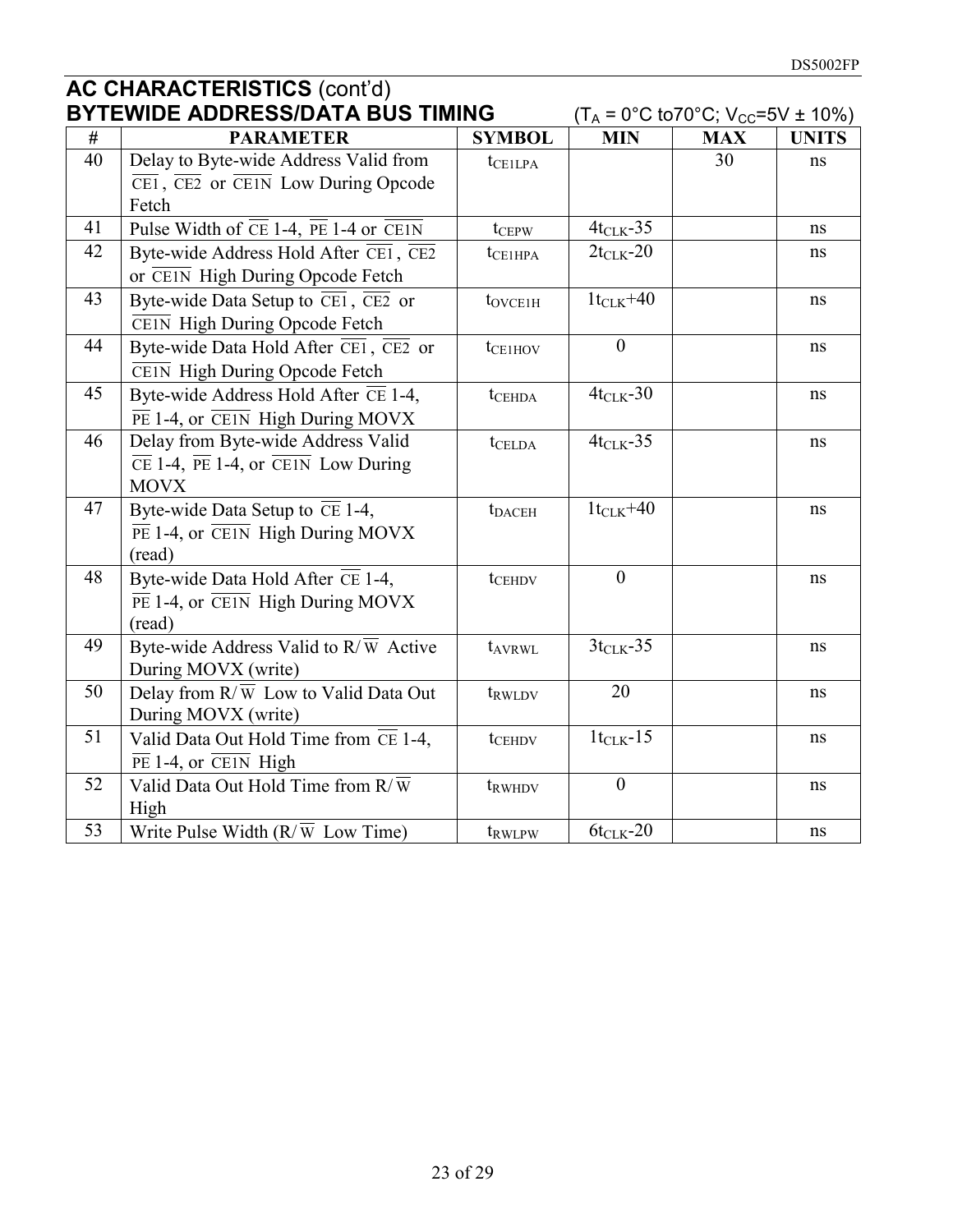## AC CHARACTERISTICS (cont'd)

### BYTEWIDE ADDRESS/DATA BUS TIMING

($T_A$ = 0°C to70°C; $V_{CC}$=5V ± 10%)

| # | PARAMETER | SYMBOL | MIN | MAX | UNITS |
|---|---|---|---|---|---|
| 40 | Delay to Byte-wide Address Valid from $\overline{CE1}$, $\overline{CE2}$ or $\overline{CE1N}$ Low During Opcode Fetch | $t_{CE1LPA}$ | | 30 | ns |
| 41 | Pulse Width of $\overline{CE}$ 1-4, $\overline{PE}$ 1-4 or $\overline{CE1N}$ | $t_{CEPW}$ | $4t_{CLK}$-35 | | ns |
| 42 | Byte-wide Address Hold After $\overline{CE1}$, $\overline{CE2}$ or $\overline{CE1N}$ High During Opcode Fetch | $t_{CE1HPA}$ | $2t_{CLK}$-20 | | ns |
| 43 | Byte-wide Data Setup to $\overline{CE1}$, $\overline{CE2}$ or $\overline{CE1N}$ High During Opcode Fetch | $t_{OVCE1H}$ | $1t_{CLK}$+40 | | ns |
| 44 | Byte-wide Data Hold After $\overline{CE1}$, $\overline{CE2}$ or $\overline{CE1N}$ High During Opcode Fetch | $t_{CE1HOV}$ | 0 | | ns |
| 45 | Byte-wide Address Hold After $\overline{CE}$ 1-4, $\overline{PE}$ 1-4, or $\overline{CE1N}$ High During MOVX | $t_{CEHDA}$ | $4t_{CLK}$-30 | | ns |
| 46 | Delay from Byte-wide Address Valid $\overline{CE}$ 1-4, $\overline{PE}$ 1-4, or $\overline{CE1N}$ Low During MOVX | $t_{CELDA}$ | $4t_{CLK}$-35 | | ns |
| 47 | Byte-wide Data Setup to $\overline{CE}$ 1-4, $\overline{PE}$ 1-4, or $\overline{CE1N}$ High During MOVX (read) | $t_{DACEH}$ | $1t_{CLK}$+40 | | ns |
| 48 | Byte-wide Data Hold After $\overline{CE}$ 1-4, $\overline{PE}$ 1-4, or $\overline{CE1N}$ High During MOVX (read) | $t_{CEHDV}$ | 0 | | ns |
| 49 | Byte-wide Address Valid to R/$\overline{W}$ Active During MOVX (write) | $t_{AVRWL}$ | $3t_{CLK}$-35 | | ns |
| 50 | Delay from R/$\overline{W}$ Low to Valid Data Out During MOVX (write) | $t_{RWLDV}$ | 20 | | ns |
| 51 | Valid Data Out Hold Time from $\overline{CE}$ 1-4, $\overline{PE}$ 1-4, or $\overline{CE1N}$ High | $t_{CEHDV}$ | $1t_{CLK}$-15 | | ns |
| 52 | Valid Data Out Hold Time from R/$\overline{W}$ High | $t_{RWHDV}$ | 0 | | ns |
| 53 | Write Pulse Width (R/$\overline{W}$ Low Time) | $t_{RWLPW}$ | $6t_{CLK}$-20 | | ns |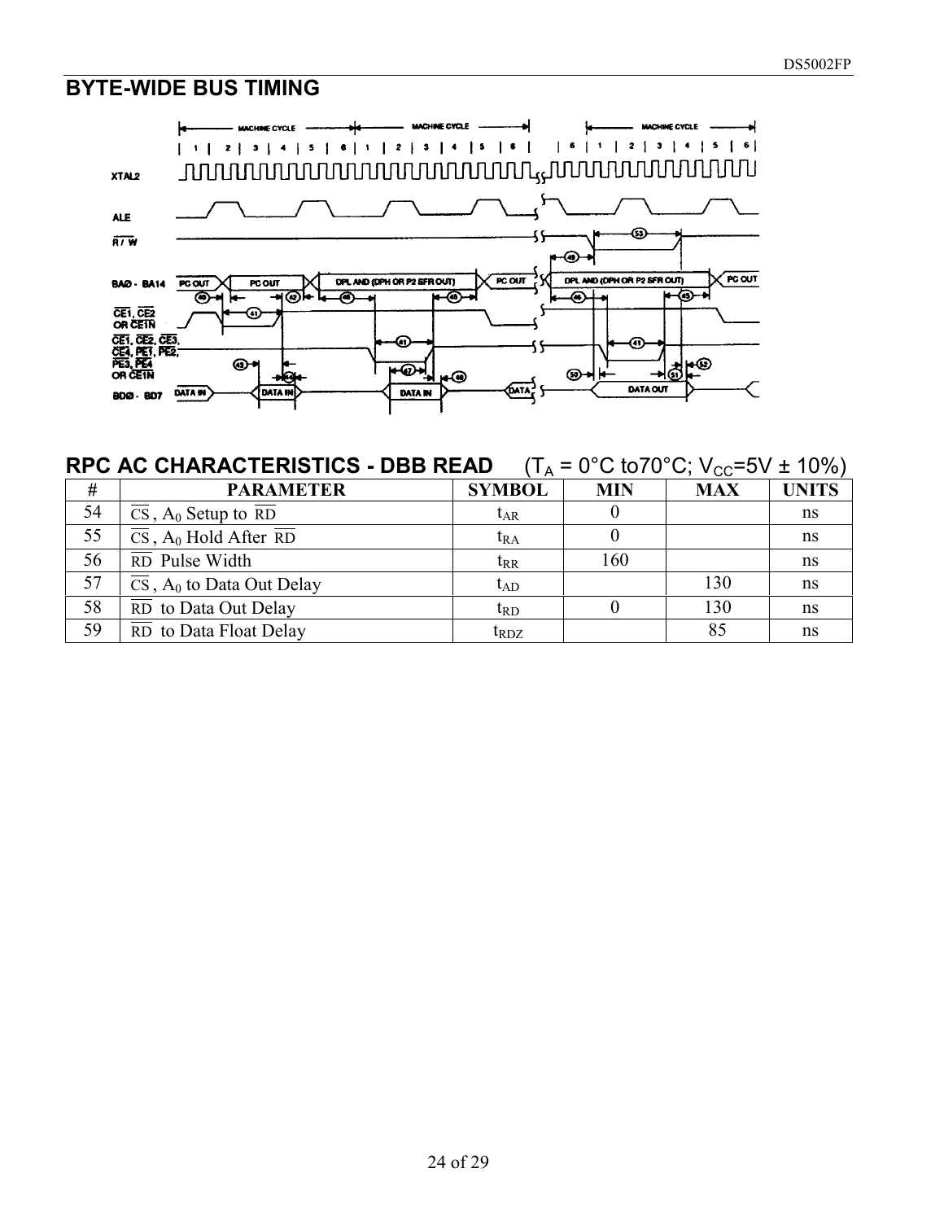## BYTE-WIDE BUS TIMING

## RPC AC CHARACTERISTICS - DBB READ

($T_A$ = 0°C to70°C; $V_{CC}$=5V ± 10%)

| # | PARAMETER | SYMBOL | MIN | MAX | UNITS |
|---|---|---|---|---|---|
| 54 | $\overline{CS}$, $A_0$ Setup to $\overline{RD}$ | $t_{AR}$ | 0 | | ns |
| 55 | $\overline{CS}$, $A_0$ Hold After $\overline{RD}$ | $t_{RA}$ | 0 | | ns |
| 56 | $\overline{RD}$ Pulse Width | $t_{RR}$ | 160 | | ns |
| 57 | $\overline{CS}$, $A_0$ to Data Out Delay | $t_{AD}$ | | 130 | ns |
| 58 | $\overline{RD}$ to Data Out Delay | $t_{RD}$ | 0 | 130 | ns |
| 59 | $\overline{RD}$ to Data Float Delay | $t_{RDZ}$ | | 85 | ns |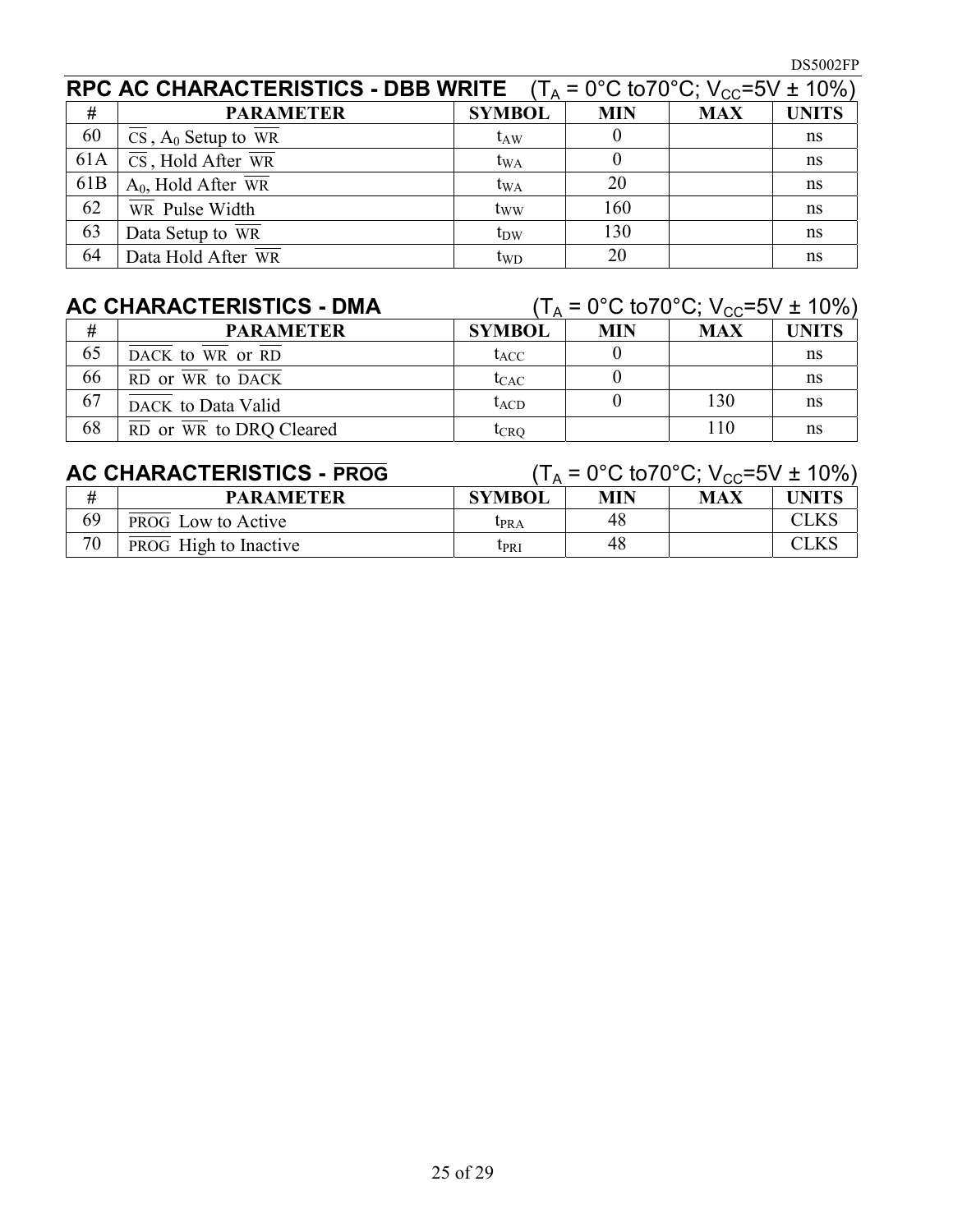## RPC AC CHARACTERISTICS - DBB WRITE (T$_A$ = 0°C to70°C; V$_{CC}$=5V ± 10%)

| # | PARAMETER | SYMBOL | MIN | MAX | UNITS |
|---|---|---|---|---|---|
| 60 | $\overline{CS}$, A$_0$ Setup to $\overline{WR}$ | $t_{AW}$ | 0 | | ns |
| 61A | $\overline{CS}$, Hold After $\overline{WR}$ | $t_{WA}$ | 0 | | ns |
| 61B | A$_0$, Hold After $\overline{WR}$ | $t_{WA}$ | 20 | | ns |
| 62 | $\overline{WR}$ Pulse Width | $t_{WW}$ | 160 | | ns |
| 63 | Data Setup to $\overline{WR}$ | $t_{DW}$ | 130 | | ns |
| 64 | Data Hold After $\overline{WR}$ | $t_{WD}$ | 20 | | ns |

## AC CHARACTERISTICS - DMA (T$_A$ = 0°C to70°C; V$_{CC}$=5V ± 10%)

| # | PARAMETER | SYMBOL | MIN | MAX | UNITS |
|---|---|---|---|---|---|
| 65 | $\overline{DACK}$ to $\overline{WR}$ or $\overline{RD}$ | $t_{ACC}$ | 0 | | ns |
| 66 | $\overline{RD}$ or $\overline{WR}$ to $\overline{DACK}$ | $t_{CAC}$ | 0 | | ns |
| 67 | $\overline{DACK}$ to Data Valid | $t_{ACD}$ | 0 | 130 | ns |
| 68 | $\overline{RD}$ or $\overline{WR}$ to DRQ Cleared | $t_{CRQ}$ | | 110 | ns |

## AC CHARACTERISTICS - $\overline{PROG}$ (T$_A$ = 0°C to70°C; V$_{CC}$=5V ± 10%)

| # | PARAMETER | SYMBOL | MIN | MAX | UNITS |
|---|---|---|---|---|---|
| 69 | $\overline{PROG}$ Low to Active | $t_{PRA}$ | 48 | | CLKS |
| 70 | $\overline{PROG}$ High to Inactive | $t_{PRI}$ | 48 | | CLKS |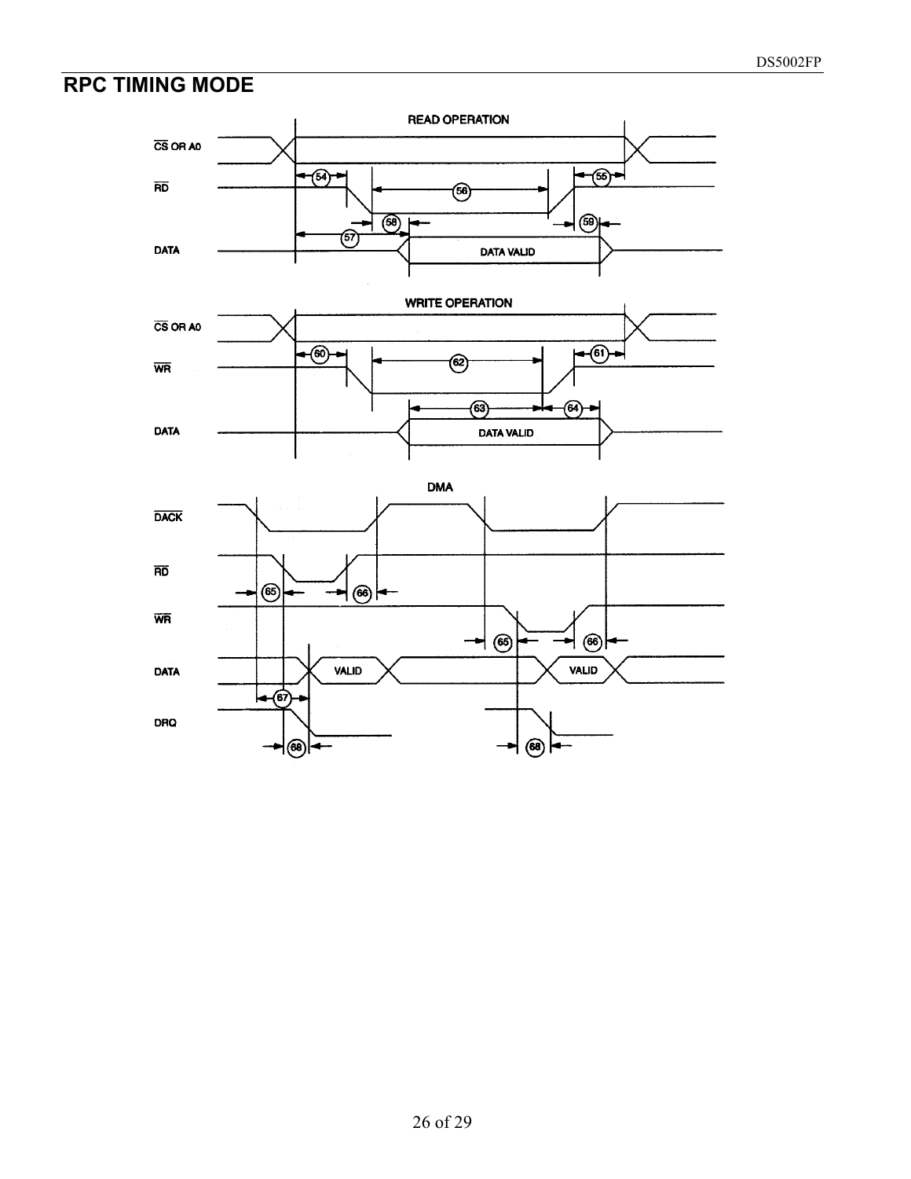## RPC TIMING MODE

READ OPERATION

WRITE OPERATION

DMA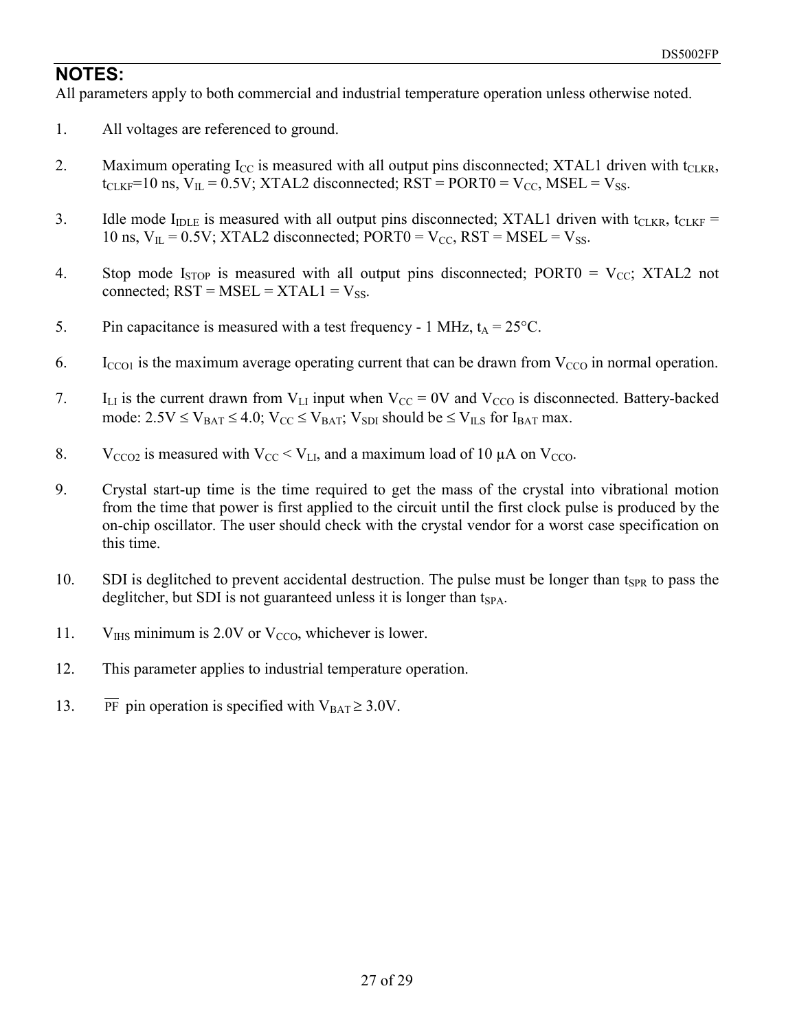## NOTES:

All parameters apply to both commercial and industrial temperature operation unless otherwise noted.

1. All voltages are referenced to ground.

2. Maximum operating $I_{CC}$ is measured with all output pins disconnected; XTAL1 driven with $t_{CLKR}$, $t_{CLKF}$=10 ns, $V_{IL}$ = 0.5V; XTAL2 disconnected; RST = PORT0 = $V_{CC}$, MSEL = $V_{SS}$.

3. Idle mode $I_{IDLE}$ is measured with all output pins disconnected; XTAL1 driven with $t_{CLKR}$, $t_{CLKF}$ = 10 ns, $V_{IL}$ = 0.5V; XTAL2 disconnected; PORT0 = $V_{CC}$, RST = MSEL = $V_{SS}$.

4. Stop mode $I_{STOP}$ is measured with all output pins disconnected; PORT0 = $V_{CC}$; XTAL2 not connected; RST = MSEL = XTAL1 = $V_{SS}$.

5. Pin capacitance is measured with a test frequency - 1 MHz, $t_A$ = 25°C.

6. $I_{CCO1}$ is the maximum average operating current that can be drawn from $V_{CCO}$ in normal operation.

7. $I_{LI}$ is the current drawn from $V_{LI}$ input when $V_{CC}$ = 0V and $V_{CCO}$ is disconnected. Battery-backed mode: 2.5V ≤ $V_{BAT}$ ≤ 4.0; $V_{CC}$ ≤ $V_{BAT}$; $V_{SDI}$ should be ≤ $V_{ILS}$ for $I_{BAT}$ max.

8. $V_{CCO2}$ is measured with $V_{CC}$ < $V_{LI}$, and a maximum load of 10 µA on $V_{CCO}$.

9. Crystal start-up time is the time required to get the mass of the crystal into vibrational motion from the time that power is first applied to the circuit until the first clock pulse is produced by the on-chip oscillator. The user should check with the crystal vendor for a worst case specification on this time.

10. SDI is deglitched to prevent accidental destruction. The pulse must be longer than $t_{SPR}$ to pass the deglitcher, but SDI is not guaranteed unless it is longer than $t_{SPA}$.

11. $V_{IHS}$ minimum is 2.0V or $V_{CCO}$, whichever is lower.

12. This parameter applies to industrial temperature operation.

13. $\overline{PF}$ pin operation is specified with $V_{BAT}$ ≥ 3.0V.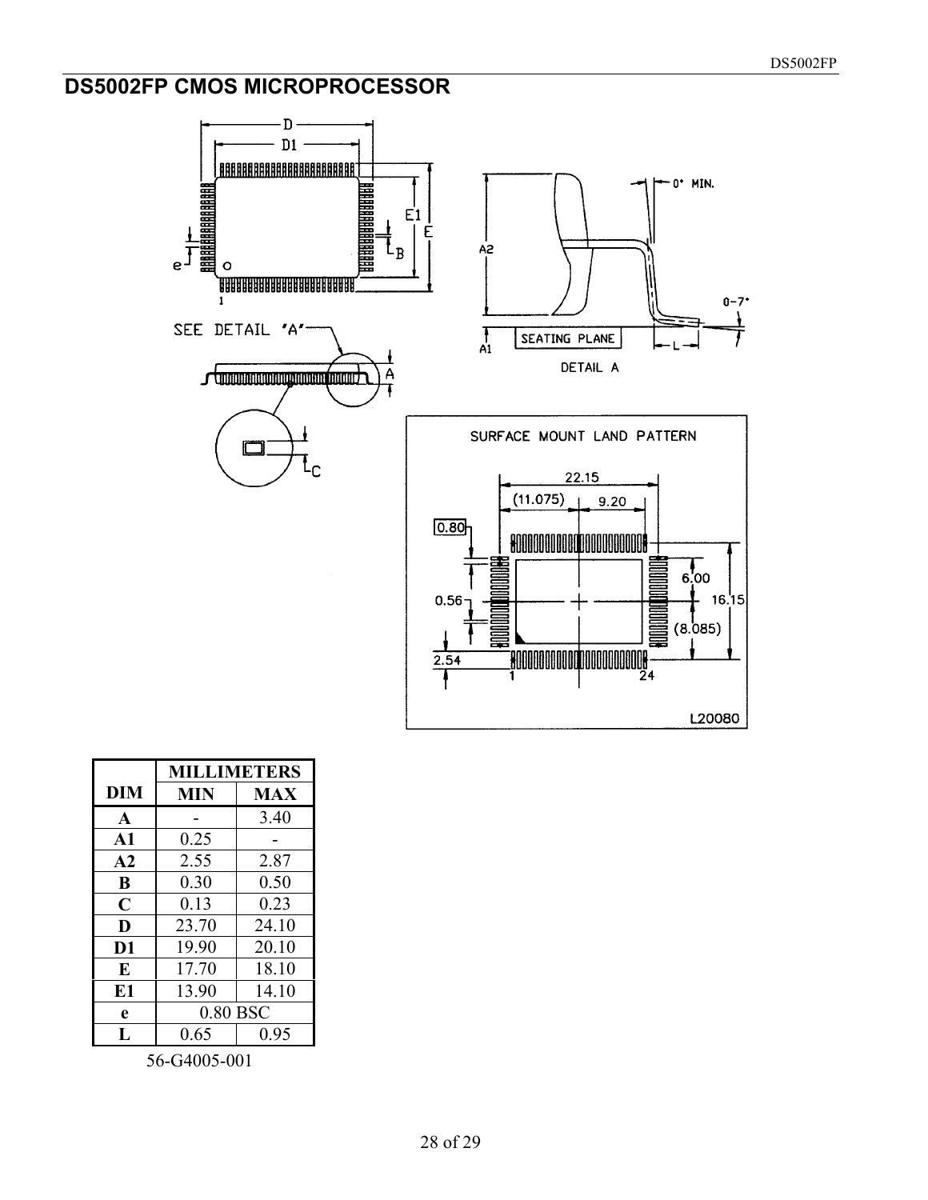## DS5002FP CMOS MICROPROCESSOR

| DIM | MILLIMETERS | |
|---|---|---|
| | MIN | MAX |
| A | - | 3.40 |
| A1 | 0.25 | - |
| A2 | 2.55 | 2.87 |
| B | 0.30 | 0.50 |
| C | 0.13 | 0.23 |
| D | 23.70 | 24.10 |
| D1 | 19.90 | 20.10 |
| E | 17.70 | 18.10 |
| E1 | 13.90 | 14.10 |
| e | 0.80 BSC | |
| L | 0.65 | 0.95 |

56-G4005-001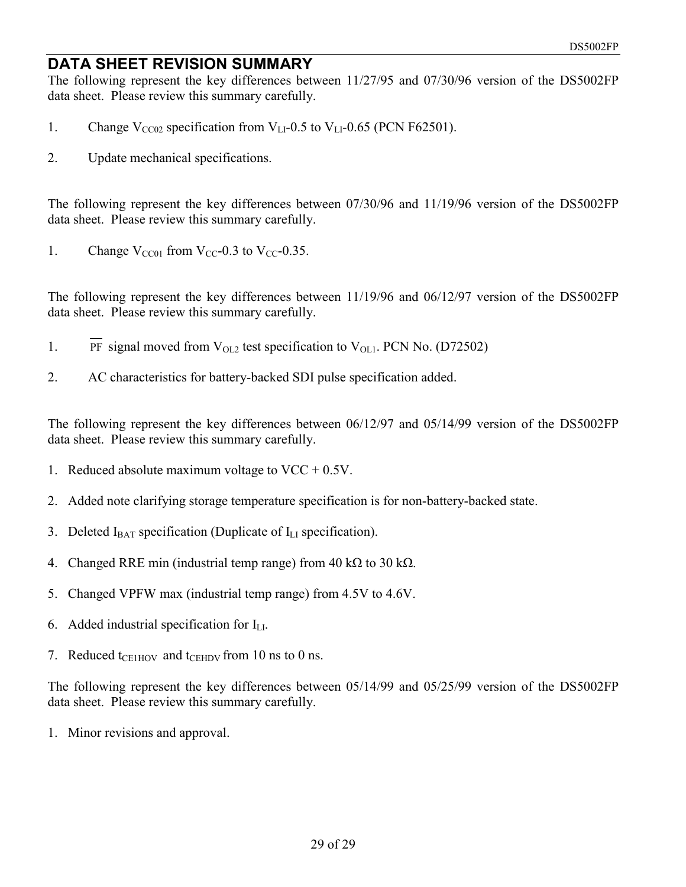## DATA SHEET REVISION SUMMARY

The following represent the key differences between 11/27/95 and 07/30/96 version of the DS5002FP data sheet. Please review this summary carefully.

1. Change $V_{CC02}$ specification from $V_{LI}$-0.5 to $V_{LI}$-0.65 (PCN F62501).
2. Update mechanical specifications.

The following represent the key differences between 07/30/96 and 11/19/96 version of the DS5002FP data sheet. Please review this summary carefully.

1. Change $V_{CC01}$ from $V_{CC}$-0.3 to $V_{CC}$-0.35.

The following represent the key differences between 11/19/96 and 06/12/97 version of the DS5002FP data sheet. Please review this summary carefully.

1. $\overline{PF}$ signal moved from $V_{OL2}$ test specification to $V_{OL1}$. PCN No. (D72502)
2. AC characteristics for battery-backed SDI pulse specification added.

The following represent the key differences between 06/12/97 and 05/14/99 version of the DS5002FP data sheet. Please review this summary carefully.

1. Reduced absolute maximum voltage to VCC + 0.5V.
2. Added note clarifying storage temperature specification is for non-battery-backed state.
3. Deleted $I_{BAT}$ specification (Duplicate of $I_{LI}$ specification).
4. Changed RRE min (industrial temp range) from 40 kΩ to 30 kΩ.
5. Changed VPFW max (industrial temp range) from 4.5V to 4.6V.
6. Added industrial specification for $I_{LI}$.
7. Reduced $t_{CE1HOV}$ and $t_{CEHDV}$ from 10 ns to 0 ns.

The following represent the key differences between 05/14/99 and 05/25/99 version of the DS5002FP data sheet. Please review this summary carefully.

1. Minor revisions and approval.